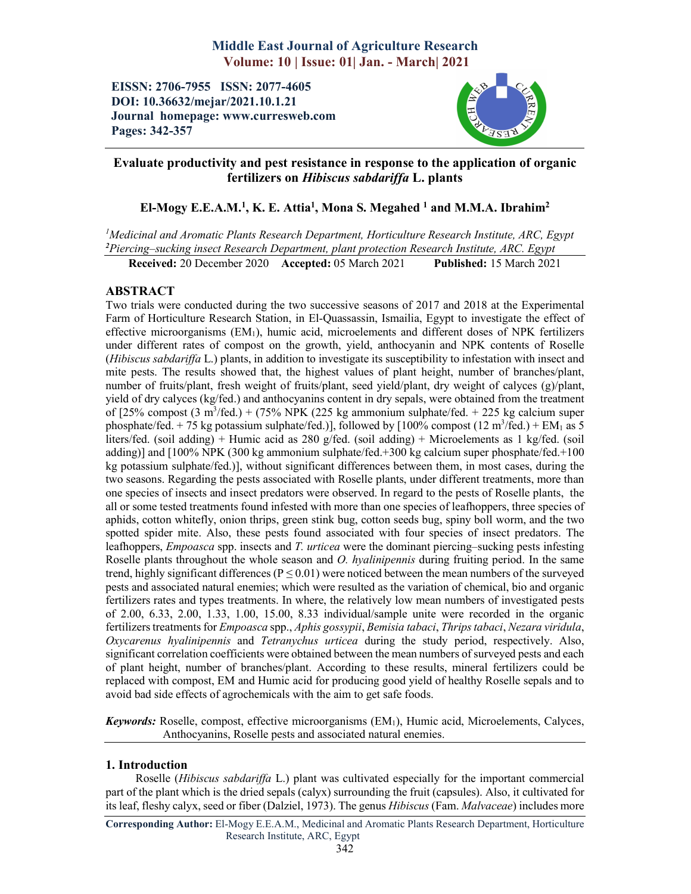**Middle East Journal of Agriculture Research**
**Volume: 10 | Issue: 01| Jan. - March| 2021**

**EISSN: 2706-7955 ISSN: 2077-4605**
**DOI: 10.36632/mejar/2021.10.1.21**
**Journal homepage: www.curresweb.com**
**Pages: 342-357**

# Evaluate productivity and pest resistance in response to the application of organic fertilizers on *Hibiscus sabdariffa* L. plants

**El-Mogy E.E.A.M.[1], K. E. Attia[1], Mona S. Megahed [1] and M.M.A. Ibrahim[2]**

[1]*Medicinal and Aromatic Plants Research Department, Horticulture Research Institute, ARC, Egypt*
[2]*Piercing–sucking insect Research Department, plant protection Research Institute, ARC. Egypt*

**Received:** 20 December 2020 **Accepted:** 05 March 2021 **Published:** 15 March 2021

## ABSTRACT

Two trials were conducted during the two successive seasons of 2017 and 2018 at the Experimental Farm of Horticulture Research Station, in El-Quassassin, Ismailia, Egypt to investigate the effect of effective microorganisms ($EM_1$), humic acid, microelements and different doses of NPK fertilizers under different rates of compost on the growth, yield, anthocyanin and NPK contents of Roselle (*Hibiscus sabdariffa* L.) plants, in addition to investigate its susceptibility to infestation with insect and mite pests. The results showed that, the highest values of plant height, number of branches/plant, number of fruits/plant, fresh weight of fruits/plant, seed yield/plant, dry weight of calyces (g)/plant, yield of dry calyces (kg/fed.) and anthocyanins content in dry sepals, were obtained from the treatment of [25% compost (3 $m^3$/fed.) + (75% NPK (225 kg ammonium sulphate/fed. + 225 kg calcium super phosphate/fed. + 75 kg potassium sulphate/fed.)], followed by [100% compost (12 $m^3$/fed.) + $EM_1$ as 5 liters/fed. (soil adding) + Humic acid as 280 g/fed. (soil adding) + Microelements as 1 kg/fed. (soil adding)] and [100% NPK (300 kg ammonium sulphate/fed.+300 kg calcium super phosphate/fed.+100 kg potassium sulphate/fed.)], without significant differences between them, in most cases, during the two seasons. Regarding the pests associated with Roselle plants, under different treatments, more than one species of insects and insect predators were observed. In regard to the pests of Roselle plants, the all or some tested treatments found infested with more than one species of leafhoppers, three species of aphids, cotton whitefly, onion thrips, green stink bug, cotton seeds bug, spiny boll worm, and the two spotted spider mite. Also, these pests found associated with four species of insect predators. The leafhoppers, *Empoasca* spp. insects and *T. urticea* were the dominant piercing–sucking pests infesting Roselle plants throughout the whole season and *O. hyalinipennis* during fruiting period. In the same trend, highly significant differences ($P \leq 0.01$) were noticed between the mean numbers of the surveyed pests and associated natural enemies; which were resulted as the variation of chemical, bio and organic fertilizers rates and types treatments. In where, the relatively low mean numbers of investigated pests of 2.00, 6.33, 2.00, 1.33, 1.00, 15.00, 8.33 individual/sample unite were recorded in the organic fertilizers treatments for *Empoasca* spp., *Aphis gossypii*, *Bemisia tabaci*, *Thrips tabaci*, *Nezara viridula*, *Oxycarenus hyalinipennis* and *Tetranychus urticea* during the study period, respectively. Also, significant correlation coefficients were obtained between the mean numbers of surveyed pests and each of plant height, number of branches/plant. According to these results, mineral fertilizers could be replaced with compost, EM and Humic acid for producing good yield of healthy Roselle sepals and to avoid bad side effects of agrochemicals with the aim to get safe foods.

***Keywords:*** Roselle, compost, effective microorganisms ($EM_1$), Humic acid, Microelements, Calyces, Anthocyanins, Roselle pests and associated natural enemies.

## 1. Introduction

Roselle (*Hibiscus sabdariffa* L.) plant was cultivated especially for the important commercial part of the plant which is the dried sepals (calyx) surrounding the fruit (capsules). Also, it cultivated for its leaf, fleshy calyx, seed or fiber (Dalziel, 1973). The genus *Hibiscus* (Fam. *Malvaceae*) includes more

**Corresponding Author:** El-Mogy E.E.A.M., Medicinal and Aromatic Plants Research Department, Horticulture Research Institute, ARC, Egypt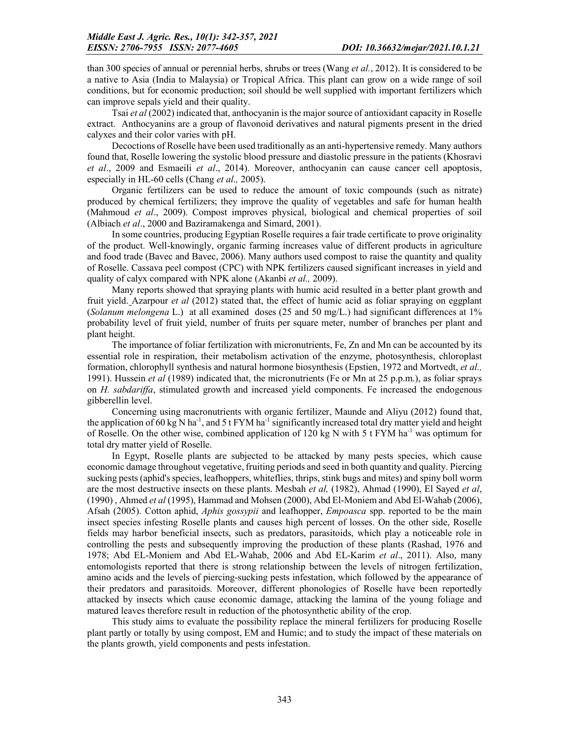than 300 species of annual or perennial herbs, shrubs or trees (Wang *et al.*, 2012). It is considered to be a native to Asia (India to Malaysia) or Tropical Africa. This plant can grow on a wide range of soil conditions, but for economic production; soil should be well supplied with important fertilizers which can improve sepals yield and their quality.

Tsai *et al* (2002) indicated that, anthocyanin is the major source of antioxidant capacity in Roselle extract. Anthocyanins are a group of flavonoid derivatives and natural pigments present in the dried calyxes and their color varies with pH.

Decoctions of Roselle have been used traditionally as an anti-hypertensive remedy. Many authors found that, Roselle lowering the systolic blood pressure and diastolic pressure in the patients (Khosravi *et al*., 2009 and Esmaeili *et al*., 2014). Moreover, anthocyanin can cause cancer cell apoptosis, especially in HL-60 cells (Chang *et al.,* 2005).

Organic fertilizers can be used to reduce the amount of toxic compounds (such as nitrate) produced by chemical fertilizers; they improve the quality of vegetables and safe for human health (Mahmoud *et al*., 2009). Compost improves physical, biological and chemical properties of soil (Albiach *et al*., 2000 and Baziramakenga and Simard, 2001).

In some countries, producing Egyptian Roselle requires a fair trade certificate to prove originality of the product. Well-knowingly, organic farming increases value of different products in agriculture and food trade (Bavec and Bavec, 2006). Many authors used compost to raise the quantity and quality of Roselle. Cassava peel compost (CPC) with NPK fertilizers caused significant increases in yield and quality of calyx compared with NPK alone (Akanbi *et al.,* 2009).

Many reports showed that spraying plants with humic acid resulted in a better plant growth and fruit yield. Azarpour *et al* (2012) stated that, the effect of humic acid as foliar spraying on eggplant (*Solanum melongena* L.) at all examined doses (25 and 50 mg/L.) had significant differences at 1% probability level of fruit yield, number of fruits per square meter, number of branches per plant and plant height.

The importance of foliar fertilization with micronutrients, Fe, Zn and Mn can be accounted by its essential role in respiration, their metabolism activation of the enzyme, photosynthesis, chloroplast formation, chlorophyll synthesis and natural hormone biosynthesis (Epstien, 1972 and Mortvedt, *et al.,* 1991). Hussein *et al* (1989) indicated that, the micronutrients (Fe or Mn at 25 p.p.m.), as foliar sprays on *H. sabdariffa*, stimulated growth and increased yield components. Fe increased the endogenous gibberellin level.

Concerning using macronutrients with organic fertilizer, Maunde and Aliyu (2012) found that, the application of 60 kg N ha$^{-1}$, and 5 t FYM ha$^{-1}$ significantly increased total dry matter yield and height of Roselle. On the other wise, combined application of 120 kg N with 5 t FYM ha$^{-1}$ was optimum for total dry matter yield of Roselle.

In Egypt, Roselle plants are subjected to be attacked by many pests species, which cause economic damage throughout vegetative, fruiting periods and seed in both quantity and quality. Piercing sucking pests (aphid's species, leafhoppers, whiteflies, thrips, stink bugs and mites) and spiny boll worm are the most destructive insects on these plants. Mesbah *et al,* (1982), Ahmad (1990), El Sayed *et al*, (1990) , Ahmed *et al* (1995), Hammad and Mohsen (2000), Abd El-Moniem and Abd El-Wahab (2006), Afsah (2005). Cotton aphid, *Aphis gossypii* and leafhopper, *Empoasca* spp. reported to be the main insect species infesting Roselle plants and causes high percent of losses. On the other side, Roselle fields may harbor beneficial insects, such as predators, parasitoids, which play a noticeable role in controlling the pests and subsequently improving the production of these plants (Rashad, 1976 and 1978; Abd EL-Moniem and Abd EL-Wahab, 2006 and Abd EL-Karim *et al*., 2011). Also, many entomologists reported that there is strong relationship between the levels of nitrogen fertilization, amino acids and the levels of piercing-sucking pests infestation, which followed by the appearance of their predators and parasitoids. Moreover, different phonologies of Roselle have been reportedly attacked by insects which cause economic damage, attacking the lamina of the young foliage and matured leaves therefore result in reduction of the photosynthetic ability of the crop.

This study aims to evaluate the possibility replace the mineral fertilizers for producing Roselle plant partly or totally by using compost, EM and Humic; and to study the impact of these materials on the plants growth, yield components and pests infestation.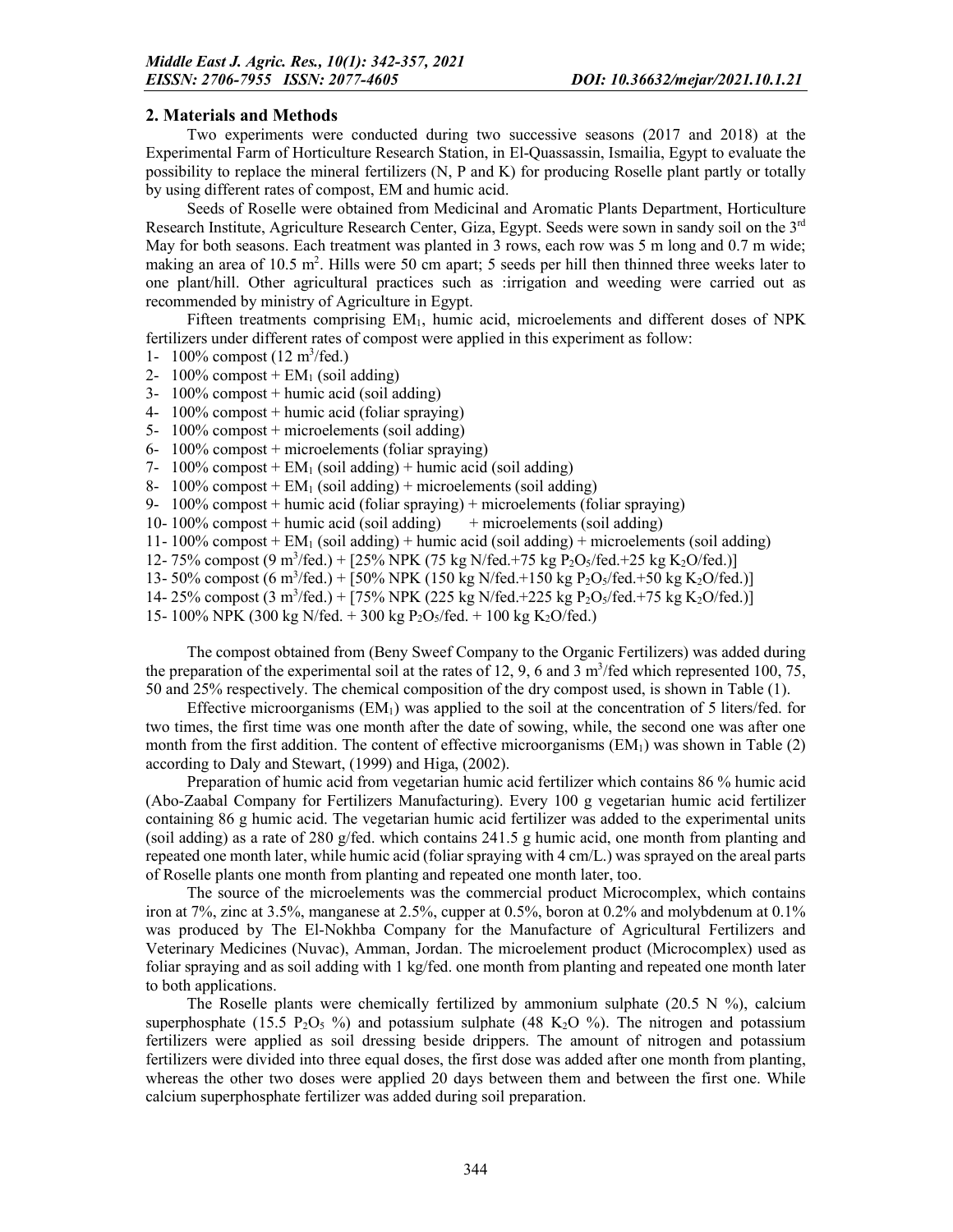## 2. Materials and Methods

Two experiments were conducted during two successive seasons (2017 and 2018) at the Experimental Farm of Horticulture Research Station, in El-Quassassin, Ismailia, Egypt to evaluate the possibility to replace the mineral fertilizers (N, P and K) for producing Roselle plant partly or totally by using different rates of compost, EM and humic acid.

Seeds of Roselle were obtained from Medicinal and Aromatic Plants Department, Horticulture Research Institute, Agriculture Research Center, Giza, Egypt. Seeds were sown in sandy soil on the 3rd May for both seasons. Each treatment was planted in 3 rows, each row was 5 m long and 0.7 m wide; making an area of 10.5 $m^2$. Hills were 50 cm apart; 5 seeds per hill then thinned three weeks later to one plant/hill. Other agricultural practices such as :irrigation and weeding were carried out as recommended by ministry of Agriculture in Egypt.

Fifteen treatments comprising $EM_1$, humic acid, microelements and different doses of NPK fertilizers under different rates of compost were applied in this experiment as follow:

1- 100% compost (12 $m^3$/fed.)
2- 100% compost + $EM_1$ (soil adding)
3- 100% compost + humic acid (soil adding)
4- 100% compost + humic acid (foliar spraying)
5- 100% compost + microelements (soil adding)
6- 100% compost + microelements (foliar spraying)
7- 100% compost + $EM_1$ (soil adding) + humic acid (soil adding)
8- 100% compost + $EM_1$ (soil adding) + microelements (soil adding)
9- 100% compost + humic acid (foliar spraying) + microelements (foliar spraying)
10- 100% compost + humic acid (soil adding) + microelements (soil adding)
11- 100% compost + $EM_1$ (soil adding) + humic acid (soil adding) + microelements (soil adding)
12- 75% compost (9 $m^3$/fed.) + [25% NPK (75 kg N/fed.+75 kg $P_2O_5$/fed.+25 kg $K_2O$/fed.)]
13- 50% compost (6 $m^3$/fed.) + [50% NPK (150 kg N/fed.+150 kg $P_2O_5$/fed.+50 kg $K_2O$/fed.)]
14- 25% compost (3 $m^3$/fed.) + [75% NPK (225 kg N/fed.+225 kg $P_2O_5$/fed.+75 kg $K_2O$/fed.)]
15- 100% NPK (300 kg N/fed. + 300 kg $P_2O_5$/fed. + 100 kg $K_2O$/fed.)

The compost obtained from (Beny Sweef Company to the Organic Fertilizers) was added during the preparation of the experimental soil at the rates of 12, 9, 6 and 3 $m^3$/fed which represented 100, 75, 50 and 25% respectively. The chemical composition of the dry compost used, is shown in Table (1).

Effective microorganisms ($EM_1$) was applied to the soil at the concentration of 5 liters/fed. for two times, the first time was one month after the date of sowing, while, the second one was after one month from the first addition. The content of effective microorganisms ($EM_1$) was shown in Table (2) according to Daly and Stewart, (1999) and Higa, (2002).

Preparation of humic acid from vegetarian humic acid fertilizer which contains 86 % humic acid (Abo-Zaabal Company for Fertilizers Manufacturing). Every 100 g vegetarian humic acid fertilizer containing 86 g humic acid. The vegetarian humic acid fertilizer was added to the experimental units (soil adding) as a rate of 280 g/fed. which contains 241.5 g humic acid, one month from planting and repeated one month later, while humic acid (foliar spraying with 4 cm/L.) was sprayed on the areal parts of Roselle plants one month from planting and repeated one month later, too.

The source of the microelements was the commercial product Microcomplex, which contains iron at 7%, zinc at 3.5%, manganese at 2.5%, cupper at 0.5%, boron at 0.2% and molybdenum at 0.1% was produced by The El-Nokhba Company for the Manufacture of Agricultural Fertilizers and Veterinary Medicines (Nuvac), Amman, Jordan. The microelement product (Microcomplex) used as foliar spraying and as soil adding with 1 kg/fed. one month from planting and repeated one month later to both applications.

The Roselle plants were chemically fertilized by ammonium sulphate (20.5 N %), calcium superphosphate (15.5 $P_2O_5$ %) and potassium sulphate (48 $K_2O$ %). The nitrogen and potassium fertilizers were applied as soil dressing beside drippers. The amount of nitrogen and potassium fertilizers were divided into three equal doses, the first dose was added after one month from planting, whereas the other two doses were applied 20 days between them and between the first one. While calcium superphosphate fertilizer was added during soil preparation.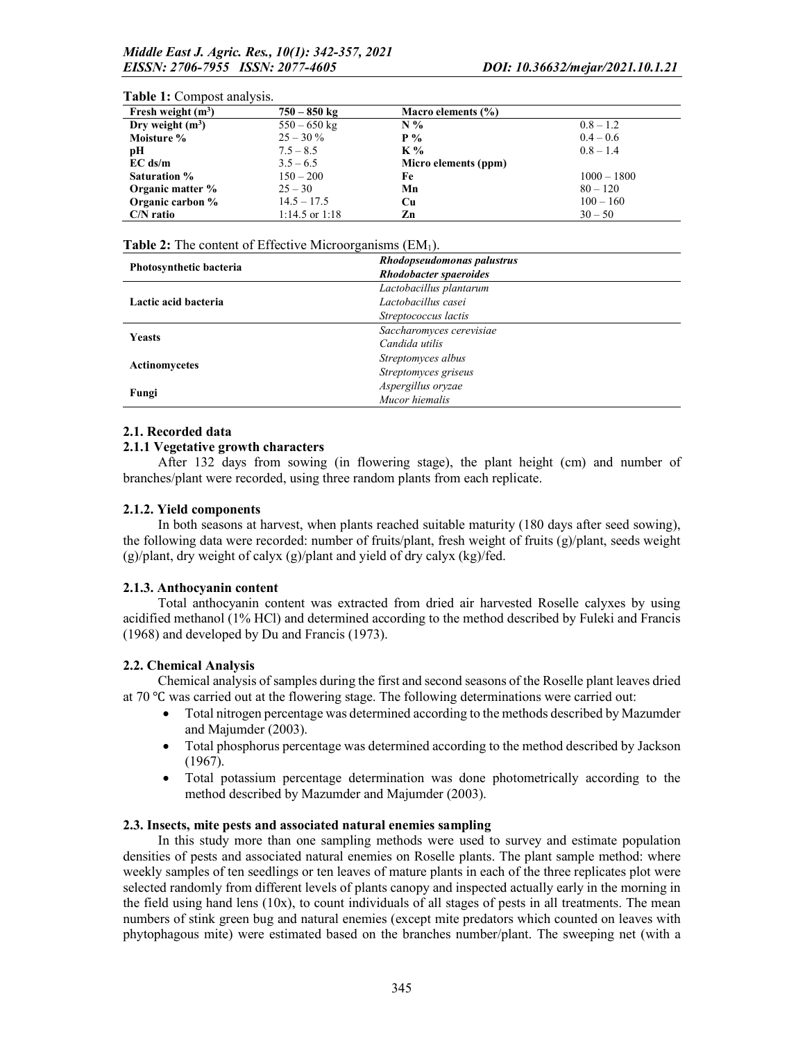**Table 1:** Compost analysis.

| Fresh weight ($m^3$) | 750 – 850 kg | Macro elements (%) | |
|---|---|---|---|
| **Dry weight ($m^3$)** | 550 – 650 kg | **N %** | 0.8 – 1.2 |
| **Moisture %** | 25 – 30 % | **P %** | 0.4 – 0.6 |
| **pH** | 7.5 – 8.5 | **K %** | 0.8 – 1.4 |
| **EC ds/m** | 3.5 – 6.5 | **Micro elements (ppm)** | |
| **Saturation %** | 150 – 200 | **Fe** | 1000 – 1800 |
| **Organic matter %** | 25 – 30 | **Mn** | 80 – 120 |
| **Organic carbon %** | 14.5 – 17.5 | **Cu** | 100 – 160 |
| **C/N ratio** | 1:14.5 or 1:18 | **Zn** | 30 – 50 |

**Table 2:** The content of Effective Microorganisms ($EM_1$).

| | |
|---|---|
| **Photosynthetic bacteria** | ***Rhodopseudomonas palustrus*** |
| | ***Rhodobacter spaeroides*** |
| **Lactic acid bacteria** | *Lactobacillus plantarum* |
| | *Lactobacillus casei* |
| | *Streptococcus lactis* |
| **Yeasts** | *Saccharomyces cerevisiae* |
| | *Candida utilis* |
| **Actinomycetes** | *Streptomyces albus* |
| | *Streptomyces griseus* |
| **Fungi** | *Aspergillus oryzae* |
| | *Mucor hiemalis* |

### 2.1. Recorded data

#### 2.1.1 Vegetative growth characters

After 132 days from sowing (in flowering stage), the plant height (cm) and number of branches/plant were recorded, using three random plants from each replicate.

#### 2.1.2. Yield components

In both seasons at harvest, when plants reached suitable maturity (180 days after seed sowing), the following data were recorded: number of fruits/plant, fresh weight of fruits (g)/plant, seeds weight (g)/plant, dry weight of calyx (g)/plant and yield of dry calyx (kg)/fed.

#### 2.1.3. Anthocyanin content

Total anthocyanin content was extracted from dried air harvested Roselle calyxes by using acidified methanol (1% HCl) and determined according to the method described by Fuleki and Francis (1968) and developed by Du and Francis (1973).

### 2.2. Chemical Analysis

Chemical analysis of samples during the first and second seasons of the Roselle plant leaves dried at 70 ℃ was carried out at the flowering stage. The following determinations were carried out:

- Total nitrogen percentage was determined according to the methods described by Mazumder and Majumder (2003).
- Total phosphorus percentage was determined according to the method described by Jackson (1967).
- Total potassium percentage determination was done photometrically according to the method described by Mazumder and Majumder (2003).

### 2.3. Insects, mite pests and associated natural enemies sampling

In this study more than one sampling methods were used to survey and estimate population densities of pests and associated natural enemies on Roselle plants. The plant sample method: where weekly samples of ten seedlings or ten leaves of mature plants in each of the three replicates plot were selected randomly from different levels of plants canopy and inspected actually early in the morning in the field using hand lens (10x), to count individuals of all stages of pests in all treatments. The mean numbers of stink green bug and natural enemies (except mite predators which counted on leaves with phytophagous mite) were estimated based on the branches number/plant. The sweeping net (with a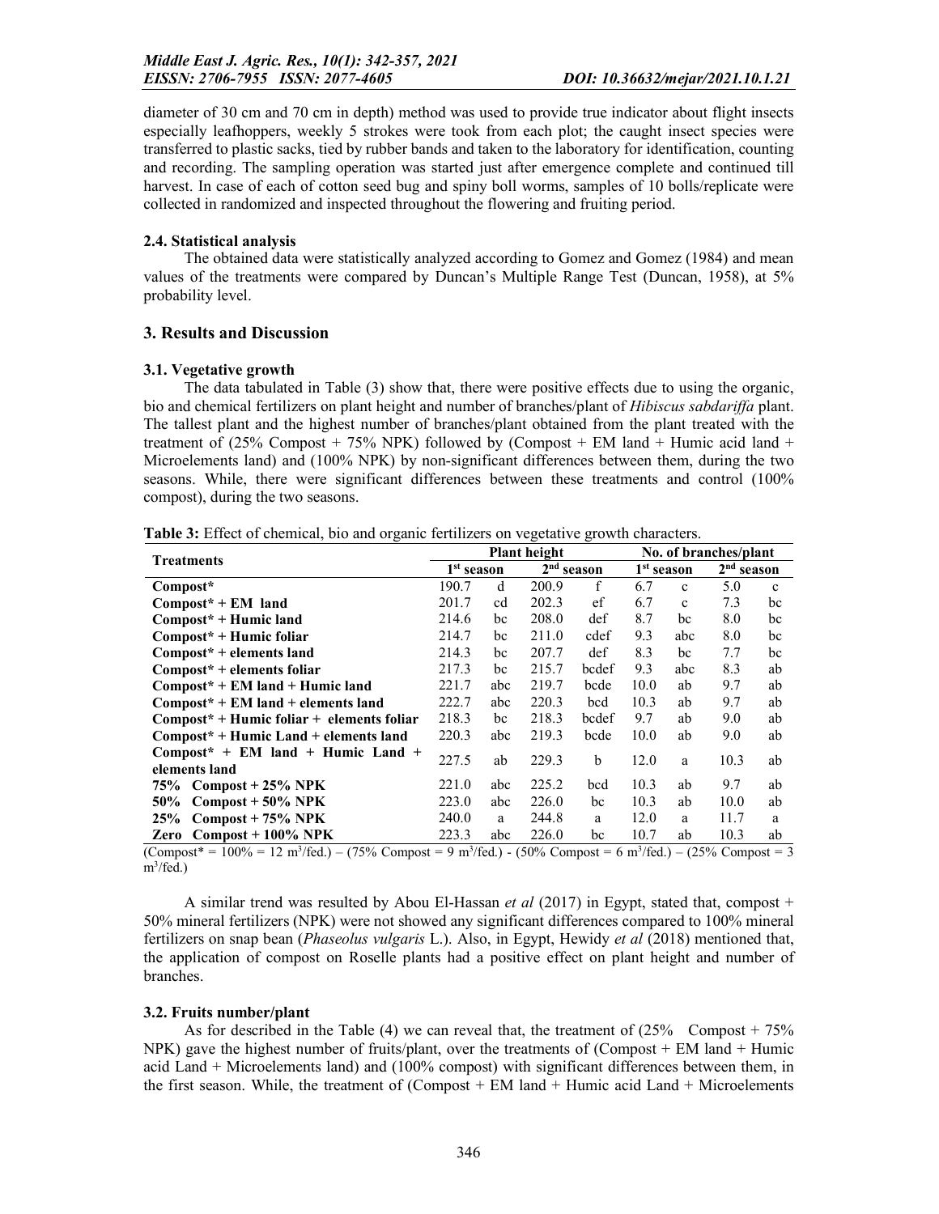diameter of 30 cm and 70 cm in depth) method was used to provide true indicator about flight insects especially leafhoppers, weekly 5 strokes were took from each plot; the caught insect species were transferred to plastic sacks, tied by rubber bands and taken to the laboratory for identification, counting and recording. The sampling operation was started just after emergence complete and continued till harvest. In case of each of cotton seed bug and spiny boll worms, samples of 10 bolls/replicate were collected in randomized and inspected throughout the flowering and fruiting period.

### 2.4. Statistical analysis

The obtained data were statistically analyzed according to Gomez and Gomez (1984) and mean values of the treatments were compared by Duncan's Multiple Range Test (Duncan, 1958), at 5% probability level.

## 3. Results and Discussion

### 3.1. Vegetative growth

The data tabulated in Table (3) show that, there were positive effects due to using the organic, bio and chemical fertilizers on plant height and number of branches/plant of *Hibiscus sabdariffa* plant. The tallest plant and the highest number of branches/plant obtained from the plant treated with the treatment of (25% Compost + 75% NPK) followed by (Compost + EM land + Humic acid land + Microelements land) and (100% NPK) by non-significant differences between them, during the two seasons. While, there were significant differences between these treatments and control (100% compost), during the two seasons.

**Table 3:** Effect of chemical, bio and organic fertilizers on vegetative growth characters.

| Treatments | Plant height | | | | No. of branches/plant | | | |
|---|---|---|---|---|---|---|---|---|
| | 1st season | | 2nd season | | 1st season | | 2nd season | |
| **Compost*** | 190.7 | d | 200.9 | f | 6.7 | c | 5.0 | c |
| **Compost* + EM land** | 201.7 | cd | 202.3 | ef | 6.7 | c | 7.3 | bc |
| **Compost* + Humic land** | 214.6 | bc | 208.0 | def | 8.7 | bc | 8.0 | bc |
| **Compost* + Humic foliar** | 214.7 | bc | 211.0 | cdef | 9.3 | abc | 8.0 | bc |
| **Compost* + elements land** | 214.3 | bc | 207.7 | def | 8.3 | bc | 7.7 | bc |
| **Compost* + elements foliar** | 217.3 | bc | 215.7 | bcdef | 9.3 | abc | 8.3 | ab |
| **Compost* + EM land + Humic land** | 221.7 | abc | 219.7 | bcde | 10.0 | ab | 9.7 | ab |
| **Compost* + EM land + elements land** | 222.7 | abc | 220.3 | bcd | 10.3 | ab | 9.7 | ab |
| **Compost* + Humic foliar + elements foliar** | 218.3 | bc | 218.3 | bcdef | 9.7 | ab | 9.0 | ab |
| **Compost* + Humic Land + elements land** | 220.3 | abc | 219.3 | bcde | 10.0 | ab | 9.0 | ab |
| **Compost* + EM land + Humic Land + elements land** | 227.5 | ab | 229.3 | b | 12.0 | a | 10.3 | ab |
| **75% Compost + 25% NPK** | 221.0 | abc | 225.2 | bcd | 10.3 | ab | 9.7 | ab |
| **50% Compost + 50% NPK** | 223.0 | abc | 226.0 | bc | 10.3 | ab | 10.0 | ab |
| **25% Compost + 75% NPK** | 240.0 | a | 244.8 | a | 12.0 | a | 11.7 | a |
| **Zero Compost + 100% NPK** | 223.3 | abc | 226.0 | bc | 10.7 | ab | 10.3 | ab |

(Compost* = 100% = 12 $m^3$/fed.) – (75% Compost = 9 $m^3$/fed.) - (50% Compost = 6 $m^3$/fed.) – (25% Compost = 3 $m^3$/fed.)

A similar trend was resulted by Abou El-Hassan *et al* (2017) in Egypt, stated that, compost + 50% mineral fertilizers (NPK) were not showed any significant differences compared to 100% mineral fertilizers on snap bean (*Phaseolus vulgaris* L.). Also, in Egypt, Hewidy *et al* (2018) mentioned that, the application of compost on Roselle plants had a positive effect on plant height and number of branches.

### 3.2. Fruits number/plant

As for described in the Table (4) we can reveal that, the treatment of (25% Compost + 75% NPK) gave the highest number of fruits/plant, over the treatments of (Compost + EM land + Humic acid Land + Microelements land) and (100% compost) with significant differences between them, in the first season. While, the treatment of (Compost + EM land + Humic acid Land + Microelements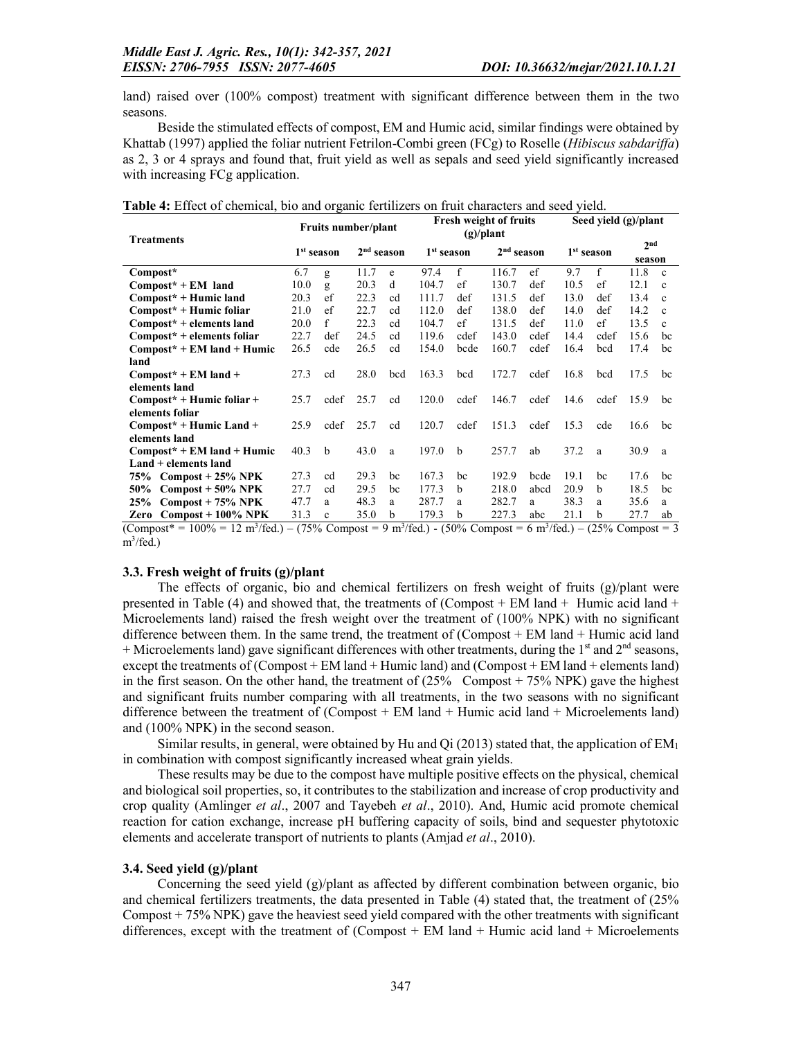land) raised over (100% compost) treatment with significant difference between them in the two seasons.

Beside the stimulated effects of compost, EM and Humic acid, similar findings were obtained by Khattab (1997) applied the foliar nutrient Fetrilon-Combi green (FCg) to Roselle (*Hibiscus sabdariffa*) as 2, 3 or 4 sprays and found that, fruit yield as well as sepals and seed yield significantly increased with increasing FCg application.

**Table 4:** Effect of chemical, bio and organic fertilizers on fruit characters and seed yield.

| Treatments | Fruits number/plant | | | | Fresh weight of fruits (g)/plant | | | | Seed yield (g)/plant | | | |
|---|---|---|---|---|---|---|---|---|---|---|---|---|
| | 1st season | | 2nd season | | 1st season | | 2nd season | | 1st season | | 2nd season | |
| Compost* | 6.7 | g | 11.7 | e | 97.4 | f | 116.7 | ef | 9.7 | f | 11.8 | c |
| Compost* + EM land | 10.0 | g | 20.3 | d | 104.7 | ef | 130.7 | def | 10.5 | ef | 12.1 | c |
| Compost* + Humic land | 20.3 | ef | 22.3 | cd | 111.7 | def | 131.5 | def | 13.0 | def | 13.4 | c |
| Compost* + Humic foliar | 21.0 | ef | 22.7 | cd | 112.0 | def | 138.0 | def | 14.0 | def | 14.2 | c |
| Compost* + elements land | 20.0 | f | 22.3 | cd | 104.7 | ef | 131.5 | def | 11.0 | ef | 13.5 | c |
| Compost* + elements foliar | 22.7 | def | 24.5 | cd | 119.6 | cdef | 143.0 | cdef | 14.4 | cdef | 15.6 | bc |
| Compost* + EM land + Humic land | 26.5 | cde | 26.5 | cd | 154.0 | bcde | 160.7 | cdef | 16.4 | bcd | 17.4 | bc |
| Compost* + EM land + elements land | 27.3 | cd | 28.0 | bcd | 163.3 | bcd | 172.7 | cdef | 16.8 | bcd | 17.5 | bc |
| Compost* + Humic foliar + elements foliar | 25.7 | cdef | 25.7 | cd | 120.0 | cdef | 146.7 | cdef | 14.6 | cdef | 15.9 | bc |
| Compost* + Humic Land + elements land | 25.9 | cdef | 25.7 | cd | 120.7 | cdef | 151.3 | cdef | 15.3 | cde | 16.6 | bc |
| Compost* + EM land + Humic Land + elements land | 40.3 | b | 43.0 | a | 197.0 | b | 257.7 | ab | 37.2 | a | 30.9 | a |
| 75% Compost + 25% NPK | 27.3 | cd | 29.3 | bc | 167.3 | bc | 192.9 | bcde | 19.1 | bc | 17.6 | bc |
| 50% Compost + 50% NPK | 27.7 | cd | 29.5 | bc | 177.3 | b | 218.0 | abcd | 20.9 | b | 18.5 | bc |
| 25% Compost + 75% NPK | 47.7 | a | 48.3 | a | 287.7 | a | 282.7 | a | 38.3 | a | 35.6 | a |
| Zero Compost + 100% NPK | 31.3 | c | 35.0 | b | 179.3 | b | 227.3 | abc | 21.1 | b | 27.7 | ab |

(Compost* = 100% = 12 $m^3$/fed.) – (75% Compost = 9 $m^3$/fed.) - (50% Compost = 6 $m^3$/fed.) – (25% Compost = 3 $m^3$/fed.)

### 3.3. Fresh weight of fruits (g)/plant

The effects of organic, bio and chemical fertilizers on fresh weight of fruits (g)/plant were presented in Table (4) and showed that, the treatments of (Compost + EM land + Humic acid land + Microelements land) raised the fresh weight over the treatment of (100% NPK) with no significant difference between them. In the same trend, the treatment of (Compost + EM land + Humic acid land + Microelements land) gave significant differences with other treatments, during the 1st and 2nd seasons, except the treatments of (Compost + EM land + Humic land) and (Compost + EM land + elements land) in the first season. On the other hand, the treatment of (25% Compost + 75% NPK) gave the highest and significant fruits number comparing with all treatments, in the two seasons with no significant difference between the treatment of (Compost + EM land + Humic acid land + Microelements land) and (100% NPK) in the second season.

Similar results, in general, were obtained by Hu and Qi (2013) stated that, the application of $EM_1$ in combination with compost significantly increased wheat grain yields.

These results may be due to the compost have multiple positive effects on the physical, chemical and biological soil properties, so, it contributes to the stabilization and increase of crop productivity and crop quality (Amlinger *et al*., 2007 and Tayebeh *et al*., 2010). And, Humic acid promote chemical reaction for cation exchange, increase pH buffering capacity of soils, bind and sequester phytotoxic elements and accelerate transport of nutrients to plants (Amjad *et al*., 2010).

### 3.4. Seed yield (g)/plant

Concerning the seed yield (g)/plant as affected by different combination between organic, bio and chemical fertilizers treatments, the data presented in Table (4) stated that, the treatment of (25% Compost + 75% NPK) gave the heaviest seed yield compared with the other treatments with significant differences, except with the treatment of (Compost + EM land + Humic acid land + Microelements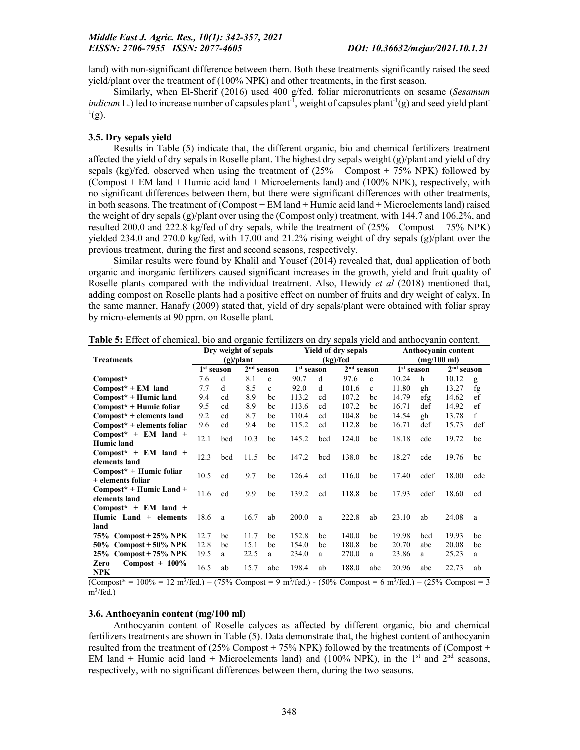land) with non-significant difference between them. Both these treatments significantly raised the seed yield/plant over the treatment of (100% NPK) and other treatments, in the first season.

Similarly, when El-Sherif (2016) used 400 g/fed. foliar micronutrients on sesame (*Sesamum indicum* L.) led to increase number of capsules plant$^{-1}$, weight of capsules plant$^{-1}$(g) and seed yield plant$^{-1}$(g).

### 3.5. Dry sepals yield

Results in Table (5) indicate that, the different organic, bio and chemical fertilizers treatment affected the yield of dry sepals in Roselle plant. The highest dry sepals weight (g)/plant and yield of dry sepals (kg)/fed. observed when using the treatment of (25% Compost + 75% NPK) followed by (Compost + EM land + Humic acid land + Microelements land) and (100% NPK), respectively, with no significant differences between them, but there were significant differences with other treatments, in both seasons. The treatment of (Compost + EM land + Humic acid land + Microelements land) raised the weight of dry sepals (g)/plant over using the (Compost only) treatment, with 144.7 and 106.2%, and resulted 200.0 and 222.8 kg/fed of dry sepals, while the treatment of (25% Compost + 75% NPK) yielded 234.0 and 270.0 kg/fed, with 17.00 and 21.2% rising weight of dry sepals (g)/plant over the previous treatment, during the first and second seasons, respectively.

Similar results were found by Khalil and Yousef (2014) revealed that, dual application of both organic and inorganic fertilizers caused significant increases in the growth, yield and fruit quality of Roselle plants compared with the individual treatment. Also, Hewidy *et al* (2018) mentioned that, adding compost on Roselle plants had a positive effect on number of fruits and dry weight of calyx. In the same manner, Hanafy (2009) stated that, yield of dry sepals/plant were obtained with foliar spray by micro-elements at 90 ppm. on Roselle plant.

**Table 5:** Effect of chemical, bio and organic fertilizers on dry sepals yield and anthocyanin content.

| Treatments | Dry weight of sepals (g)/plant | | | | Yield of dry sepals (kg)/fed | | | | Anthocyanin content (mg/100 ml) | | | |
|---|---|---|---|---|---|---|---|---|---|---|---|---|
| | 1st season | | 2nd season | | 1st season | | 2nd season | | 1st season | | 2nd season | |
| **Compost*** | 7.6 | d | 8.1 | c | 90.7 | d | 97.6 | c | 10.24 | h | 10.12 | g |
| **Compost* + EM land** | 7.7 | d | 8.5 | c | 92.0 | d | 101.6 | c | 11.80 | gh | 13.27 | fg |
| **Compost* + Humic land** | 9.4 | cd | 8.9 | bc | 113.2 | cd | 107.2 | bc | 14.79 | efg | 14.62 | ef |
| **Compost* + Humic foliar** | 9.5 | cd | 8.9 | bc | 113.6 | cd | 107.2 | bc | 16.71 | def | 14.92 | ef |
| **Compost* + elements land** | 9.2 | cd | 8.7 | bc | 110.4 | cd | 104.8 | bc | 14.54 | gh | 13.78 | f |
| **Compost* + elements foliar** | 9.6 | cd | 9.4 | bc | 115.2 | cd | 112.8 | bc | 16.71 | def | 15.73 | def |
| **Compost* + EM land + Humic land** | 12.1 | bcd | 10.3 | bc | 145.2 | bcd | 124.0 | bc | 18.18 | cde | 19.72 | bc |
| **Compost* + EM land + elements land** | 12.3 | bcd | 11.5 | bc | 147.2 | bcd | 138.0 | bc | 18.27 | cde | 19.76 | bc |
| **Compost* + Humic foliar + elements foliar** | 10.5 | cd | 9.7 | bc | 126.4 | cd | 116.0 | bc | 17.40 | cdef | 18.00 | cde |
| **Compost* + Humic Land + elements land** | 11.6 | cd | 9.9 | bc | 139.2 | cd | 118.8 | bc | 17.93 | cdef | 18.60 | cd |
| **Compost* + EM land + Humic Land + elements land** | 18.6 | a | 16.7 | ab | 200.0 | a | 222.8 | ab | 23.10 | ab | 24.08 | a |
| **75% Compost + 25% NPK** | 12.7 | bc | 11.7 | bc | 152.8 | bc | 140.0 | bc | 19.98 | bcd | 19.93 | bc |
| **50% Compost + 50% NPK** | 12.8 | bc | 15.1 | bc | 154.0 | bc | 180.8 | bc | 20.70 | abc | 20.08 | bc |
| **25% Compost + 75% NPK** | 19.5 | a | 22.5 | a | 234.0 | a | 270.0 | a | 23.86 | a | 25.23 | a |
| **Zero Compost + 100% NPK** | 16.5 | ab | 15.7 | abc | 198.4 | ab | 188.0 | abc | 20.96 | abc | 22.73 | ab |

(Compost* = 100% = 12 $m^3$/fed.) – (75% Compost = 9 $m^3$/fed.) - (50% Compost = 6 $m^3$/fed.) – (25% Compost = 3 $m^3$/fed.)

### 3.6. Anthocyanin content (mg/100 ml)

Anthocyanin content of Roselle calyces as affected by different organic, bio and chemical fertilizers treatments are shown in Table (5). Data demonstrate that, the highest content of anthocyanin resulted from the treatment of (25% Compost + 75% NPK) followed by the treatments of (Compost + EM land + Humic acid land + Microelements land) and (100% NPK), in the 1st and 2nd seasons, respectively, with no significant differences between them, during the two seasons.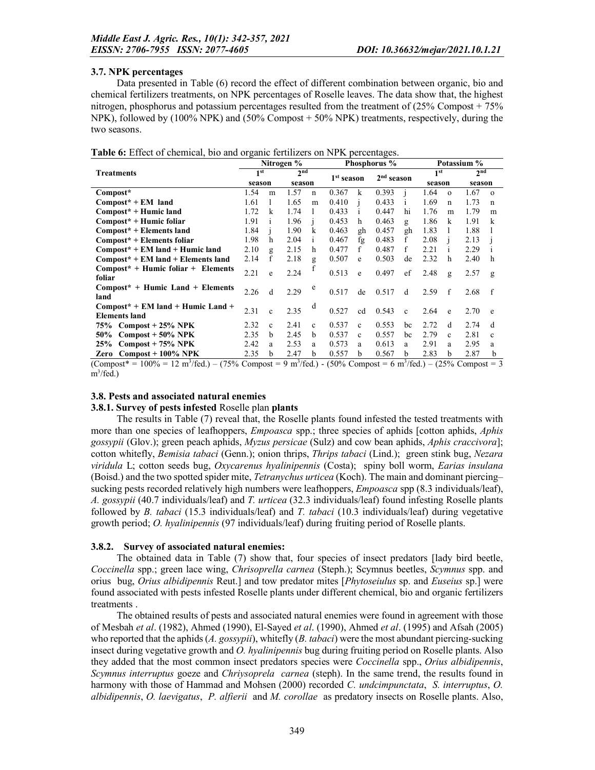### 3.7. NPK percentages

Data presented in Table (6) record the effect of different combination between organic, bio and chemical fertilizers treatments, on NPK percentages of Roselle leaves. The data show that, the highest nitrogen, phosphorus and potassium percentages resulted from the treatment of (25% Compost + 75% NPK), followed by (100% NPK) and (50% Compost + 50% NPK) treatments, respectively, during the two seasons.

**Table 6:** Effect of chemical, bio and organic fertilizers on NPK percentages.

| Treatments | Nitrogen % | | | | Phosphorus % | | | | Potassium % | | | |
|---|---|---|---|---|---|---|---|---|---|---|---|---|
| | 1st season | | 2nd season | | 1st season | | 2nd season | | 1st season | | 2nd season | |
| **Compost*** | 1.54 | m | 1.57 | n | 0.367 | k | 0.393 | j | 1.64 | o | 1.67 | o |
| **Compost* + EM land** | 1.61 | l | 1.65 | m | 0.410 | j | 0.433 | i | 1.69 | n | 1.73 | n |
| **Compost* + Humic land** | 1.72 | k | 1.74 | l | 0.433 | i | 0.447 | hi | 1.76 | m | 1.79 | m |
| **Compost* + Humic foliar** | 1.91 | i | 1.96 | j | 0.453 | h | 0.463 | g | 1.86 | k | 1.91 | k |
| **Compost* + Elements land** | 1.84 | j | 1.90 | k | 0.463 | gh | 0.457 | gh | 1.83 | l | 1.88 | l |
| **Compost* + Elements foliar** | 1.98 | h | 2.04 | i | 0.467 | fg | 0.483 | f | 2.08 | j | 2.13 | j |
| **Compost* + EM land + Humic land** | 2.10 | g | 2.15 | h | 0.477 | f | 0.487 | f | 2.21 | i | 2.29 | i |
| **Compost* + EM land + Elements land** | 2.14 | f | 2.18 | g | 0.507 | e | 0.503 | de | 2.32 | h | 2.40 | h |
| **Compost* + Humic foliar + Elements foliar** | 2.21 | e | 2.24 | f | 0.513 | e | 0.497 | ef | 2.48 | g | 2.57 | g |
| **Compost* + Humic Land + Elements land** | 2.26 | d | 2.29 | e | 0.517 | de | 0.517 | d | 2.59 | f | 2.68 | f |
| **Compost* + EM land + Humic Land + Elements land** | 2.31 | c | 2.35 | d | 0.527 | cd | 0.543 | c | 2.64 | e | 2.70 | e |
| **75% Compost + 25% NPK** | 2.32 | c | 2.41 | c | 0.537 | c | 0.553 | bc | 2.72 | d | 2.74 | d |
| **50% Compost + 50% NPK** | 2.35 | b | 2.45 | b | 0.537 | c | 0.557 | bc | 2.79 | c | 2.81 | c |
| **25% Compost + 75% NPK** | 2.42 | a | 2.53 | a | 0.573 | a | 0.613 | a | 2.91 | a | 2.95 | a |
| **Zero Compost + 100% NPK** | 2.35 | b | 2.47 | b | 0.557 | b | 0.567 | b | 2.83 | b | 2.87 | b |

(Compost* = 100% = 12 $m^3$/fed.) – (75% Compost = 9 $m^3$/fed.) - (50% Compost = 6 $m^3$/fed.) – (25% Compost = 3 $m^3$/fed.)

### 3.8. Pests and associated natural enemies

#### 3.8.1. Survey of pests infested Roselle plan plants

The results in Table (7) reveal that, the Roselle plants found infested the tested treatments with more than one species of leafhoppers, *Empoasca* spp.; three species of aphids [cotton aphids, *Aphis gossypii* (Glov.); green peach aphids, *Myzus persicae* (Sulz) and cow bean aphids, *Aphis craccivora*]; cotton whitefly, *Bemisia tabaci* (Genn.); onion thrips, *Thrips tabaci* (Lind.); green stink bug, *Nezara viridula* L; cotton seeds bug, *Oxycarenus hyalinipennis* (Costa); spiny boll worm, *Earias insulana* (Boisd.) and the two spotted spider mite, *Tetranychus urticea* (Koch). The main and dominant piercing–sucking pests recorded relatively high numbers were leafhoppers, *Empoasca* spp (8.3 individuals/leaf), *A. gossypii* (40.7 individuals/leaf) and *T. urticea* (32.3 individuals/leaf) found infesting Roselle plants followed by *B. tabaci* (15.3 individuals/leaf) and *T. tabaci* (10.3 individuals/leaf) during vegetative growth period; *O. hyalinipennis* (97 individuals/leaf) during fruiting period of Roselle plants.

#### 3.8.2. Survey of associated natural enemies:

The obtained data in Table (7) show that, four species of insect predators [lady bird beetle, *Coccinella* spp.; green lace wing, *Chrisoprella carnea* (Steph.); Scymnus beetles, *Scymnus* spp. and orius bug, *Orius albidipennis* Reut.] and tow predator mites [*Phytoseiulus* sp. and *Euseius* sp.] were found associated with pests infested Roselle plants under different chemical, bio and organic fertilizers treatments .

The obtained results of pests and associated natural enemies were found in agreement with those of Mesbah *et al*. (1982), Ahmed (1990), El-Sayed *et al*. (1990), Ahmed *et al*. (1995) and Afsah (2005) who reported that the aphids (*A. gossypii*), whitefly (*B. tabaci*) were the most abundant piercing-sucking insect during vegetative growth and *O. hyalinipennis* bug during fruiting period on Roselle plants. Also they added that the most common insect predators species were *Coccinella* spp., *Orius albidipennis*, *Scymnus interruptus* goeze and *Chriysoprela carnea* (steph). In the same trend, the results found in harmony with those of Hammad and Mohsen (2000) recorded *C. undcimpunctata*, *S. interruptus*, *O. albidipennis*, *O. laevigatus*, *P. alfierii* and *M. corollae* as predatory insects on Roselle plants. Also,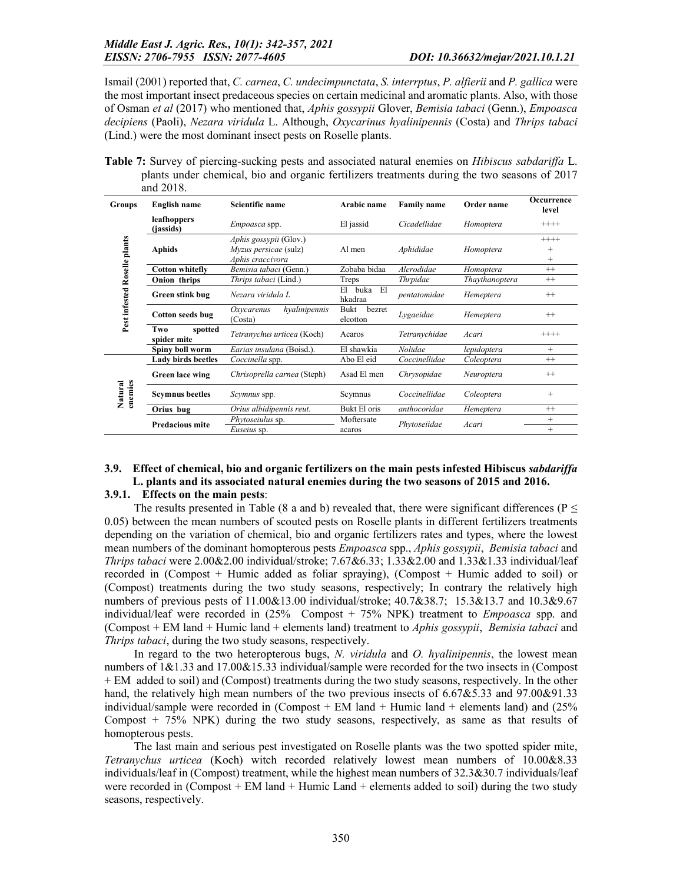Ismail (2001) reported that, *C. carnea*, *C. undecimpunctata*, *S. interrptus*, *P. alfierii* and *P. gallica* were the most important insect predaceous species on certain medicinal and aromatic plants. Also, with those of Osman *et al* (2017) who mentioned that, *Aphis gossypii* Glover, *Bemisia tabaci* (Genn.), *Empoasca decipiens* (Paoli), *Nezara viridula* L. Although, *Oxycarinus hyalinipennis* (Costa) and *Thrips tabaci* (Lind.) were the most dominant insect pests on Roselle plants.

**Table 7:** Survey of piercing-sucking pests and associated natural enemies on *Hibiscus sabdariffa* L. plants under chemical, bio and organic fertilizers treatments during the two seasons of 2017 and 2018.

| Groups | English name | Scientific name | Arabic name | Family name | Order name | Occurrence level |
|---|---|---|---|---|---|---|
| Pest infested Roselle plants | **leafhoppers (jassids)** | *Empoasca* spp. | El jassid | *Cicadellidae* | *Homoptera* | ++++ |
| | **Aphids** | *Aphis gossypii* (Glov.) | Al men | *Aphididae* | *Homoptera* | ++++ |
| | | *Myzus persicae* (sulz) | | | | + |
| | | *Aphis craccivora* | | | | + |
| | **Cotton whitefly** | *Bemisia tabaci* (Genn.) | Zobaba bidaa | *Alerodidae* | *Homoptera* | ++ |
| | **Onion thrips** | *Thrips tabaci* (Lind.) | Treps | *Thrpidae* | *Thaythanoptera* | ++ |
| | **Green stink bug** | *Nezara viridula L* | El buka El hkadraa | *pentatomidae* | *Hemeptera* | ++ |
| | **Cotton seeds bug** | *Oxycarenus hyalinipennis* (Costa) | Bukt bezret elcotton | *Lygaeidae* | *Hemeptera* | ++ |
| | **Two spotted spider mite** | *Tetranychus urticea* (Koch) | Acaros | *Tetranychidae* | *Acari* | ++++ |
| | **Spiny boll worm** | *Earias insulana* (Boisd.). | El shawkia | *Nolidae* | *lepidoptera* | + |
| Natural enemies | **Lady birds beetles** | *Coccinella* spp. | Abo El eid | *Coccinellidae* | *Coleoptera* | ++ |
| | **Green lace wing** | *Chrisoprella carnea* (Steph) | Asad El men | *Chrysopidae* | *Neuroptera* | ++ |
| | **Scymnus beetles** | *Scymnus* spp. | Scymnus | *Coccinellidae* | *Coleoptera* | + |
| | **Orius bug** | *Orius albidipennis reut.* | Bukt El oris | *anthocoridae* | *Hemeptera* | ++ |
| | **Predacious mite** | *Phytoseiulus* sp. | Moftersate acaros | *Phytoseiidae* | *Acari* | + |
| | | *Euseius* sp. | | | | + |

### 3.9. Effect of chemical, bio and organic fertilizers on the main pests infested Hibiscus *sabdariffa* L. plants and its associated natural enemies during the two seasons of 2015 and 2016.

#### 3.9.1. Effects on the main pests:

The results presented in Table (8 a and b) revealed that, there were significant differences ($P \leq 0.05$) between the mean numbers of scouted pests on Roselle plants in different fertilizers treatments depending on the variation of chemical, bio and organic fertilizers rates and types, where the lowest mean numbers of the dominant homopterous pests *Empoasca* spp., *Aphis gossypii*, *Bemisia tabaci* and *Thrips tabaci* were 2.00&2.00 individual/stroke; 7.67&6.33; 1.33&2.00 and 1.33&1.33 individual/leaf recorded in (Compost + Humic added as foliar spraying), (Compost + Humic added to soil) or (Compost) treatments during the two study seasons, respectively; In contrary the relatively high numbers of previous pests of 11.00&13.00 individual/stroke; 40.7&38.7; 15.3&13.7 and 10.3&9.67 individual/leaf were recorded in (25% Compost + 75% NPK) treatment to *Empoasca* spp. and (Compost + EM land + Humic land + elements land) treatment to *Aphis gossypii*, *Bemisia tabaci* and *Thrips tabaci*, during the two study seasons, respectively.

In regard to the two heteropterous bugs, *N. viridula* and *O. hyalinipennis*, the lowest mean numbers of 1&1.33 and 17.00&15.33 individual/sample were recorded for the two insects in (Compost + EM added to soil) and (Compost) treatments during the two study seasons, respectively. In the other hand, the relatively high mean numbers of the two previous insects of 6.67&5.33 and 97.00&91.33 individual/sample were recorded in (Compost + EM land + Humic land + elements land) and (25% Compost + 75% NPK) during the two study seasons, respectively, as same as that results of homopterous pests.

The last main and serious pest investigated on Roselle plants was the two spotted spider mite, *Tetranychus urticea* (Koch) witch recorded relatively lowest mean numbers of 10.00&8.33 individuals/leaf in (Compost) treatment, while the highest mean numbers of 32.3&30.7 individuals/leaf were recorded in (Compost + EM land + Humic Land + elements added to soil) during the two study seasons, respectively.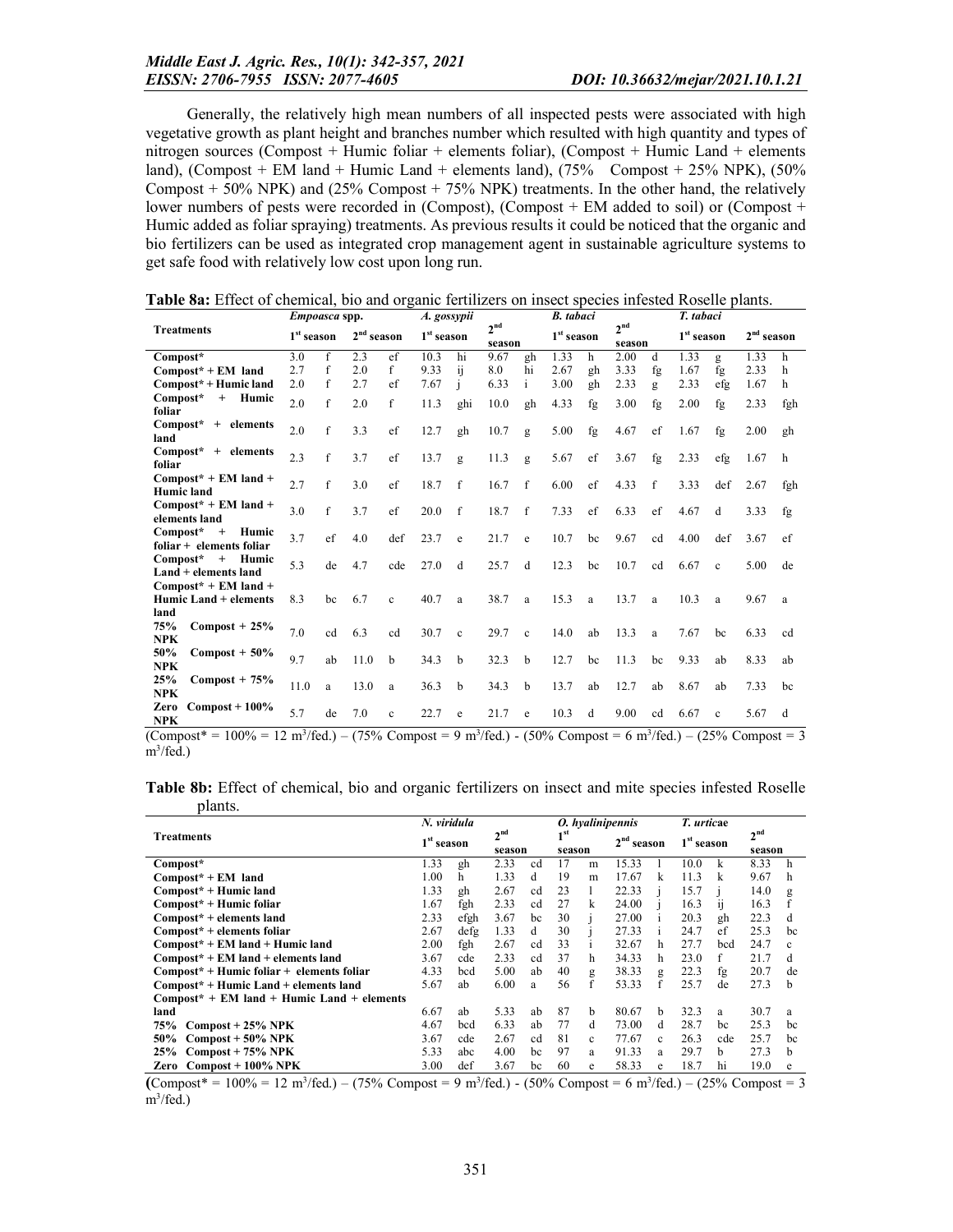Generally, the relatively high mean numbers of all inspected pests were associated with high vegetative growth as plant height and branches number which resulted with high quantity and types of nitrogen sources (Compost + Humic foliar + elements foliar), (Compost + Humic Land + elements land), (Compost + EM land + Humic Land + elements land), (75% Compost + 25% NPK), (50% Compost + 50% NPK) and (25% Compost + 75% NPK) treatments. In the other hand, the relatively lower numbers of pests were recorded in (Compost), (Compost + EM added to soil) or (Compost + Humic added as foliar spraying) treatments. As previous results it could be noticed that the organic and bio fertilizers can be used as integrated crop management agent in sustainable agriculture systems to get safe food with relatively low cost upon long run.

**Table 8a:** Effect of chemical, bio and organic fertilizers on insect species infested Roselle plants.

| Treatments | *Empoasca* spp. | | | | *A. gossypii* | | | | *B. tabaci* | | | | *T. tabaci* | | | |
|---|---|---|---|---|---|---|---|---|---|---|---|---|---|---|---|---|
| | 1st season | | 2nd season | | 1st season | | 2nd season | | 1st season | | 2nd season | | 1st season | | 2nd season | |
| Compost* | 3.0 | f | 2.3 | ef | 10.3 | hi | 9.67 | gh | 1.33 | h | 2.00 | d | 1.33 | g | 1.33 | h |
| Compost* + EM land | 2.7 | f | 2.0 | f | 9.33 | ij | 8.0 | hi | 2.67 | gh | 3.33 | fg | 1.67 | fg | 2.33 | h |
| Compost* + Humic land | 2.0 | f | 2.7 | ef | 7.67 | j | 6.33 | i | 3.00 | gh | 2.33 | g | 2.33 | efg | 1.67 | h |
| Compost* + Humic foliar | 2.0 | f | 2.0 | f | 11.3 | ghi | 10.0 | gh | 4.33 | fg | 3.00 | fg | 2.00 | fg | 2.33 | fgh |
| Compost* + elements land | 2.0 | f | 3.3 | ef | 12.7 | gh | 10.7 | g | 5.00 | fg | 4.67 | ef | 1.67 | fg | 2.00 | gh |
| Compost* + elements foliar | 2.3 | f | 3.7 | ef | 13.7 | g | 11.3 | g | 5.67 | ef | 3.67 | fg | 2.33 | efg | 1.67 | h |
| Compost* + EM land + Humic land | 2.7 | f | 3.0 | ef | 18.7 | f | 16.7 | f | 6.00 | ef | 4.33 | f | 3.33 | def | 2.67 | fgh |
| Compost* + EM land + elements land | 3.0 | f | 3.7 | ef | 20.0 | f | 18.7 | f | 7.33 | ef | 6.33 | ef | 4.67 | d | 3.33 | fg |
| Compost* + Humic foliar + elements foliar | 3.7 | ef | 4.0 | def | 23.7 | e | 21.7 | e | 10.7 | bc | 9.67 | cd | 4.00 | def | 3.67 | ef |
| Compost* + Humic Land + elements land | 5.3 | de | 4.7 | cde | 27.0 | d | 25.7 | d | 12.3 | bc | 10.7 | cd | 6.67 | c | 5.00 | de |
| Compost* + EM land + Humic Land + elements land | 8.3 | bc | 6.7 | c | 40.7 | a | 38.7 | a | 15.3 | a | 13.7 | a | 10.3 | a | 9.67 | a |
| 75% Compost + 25% NPK | 7.0 | cd | 6.3 | cd | 30.7 | c | 29.7 | c | 14.0 | ab | 13.3 | a | 7.67 | bc | 6.33 | cd |
| 50% Compost + 50% NPK | 9.7 | ab | 11.0 | b | 34.3 | b | 32.3 | b | 12.7 | bc | 11.3 | bc | 9.33 | ab | 8.33 | ab |
| 25% Compost + 75% NPK | 11.0 | a | 13.0 | a | 36.3 | b | 34.3 | b | 13.7 | ab | 12.7 | ab | 8.67 | ab | 7.33 | bc |
| Zero Compost + 100% NPK | 5.7 | de | 7.0 | c | 22.7 | e | 21.7 | e | 10.3 | d | 9.00 | cd | 6.67 | c | 5.67 | d |

(Compost* = 100% = 12 $m^3$/fed.) – (75% Compost = 9 $m^3$/fed.) - (50% Compost = 6 $m^3$/fed.) – (25% Compost = 3 $m^3$/fed.)

**Table 8b:** Effect of chemical, bio and organic fertilizers on insect and mite species infested Roselle plants.

| Treatments | *N. viridula* | | | | *O. hyalinipennis* | | | | *T. urticae* | | | |
|---|---|---|---|---|---|---|---|---|---|---|---|---|
| | 1st season | | 2nd season | | 1st season | | 2nd season | | 1st season | | 2nd season | |
| Compost* | 1.33 | gh | 2.33 | cd | 17 | m | 15.33 | l | 10.0 | k | 8.33 | h |
| Compost* + EM land | 1.00 | h | 1.33 | d | 19 | m | 17.67 | k | 11.3 | k | 9.67 | h |
| Compost* + Humic land | 1.33 | gh | 2.67 | cd | 23 | l | 22.33 | j | 15.7 | j | 14.0 | g |
| Compost* + Humic foliar | 1.67 | fgh | 2.33 | cd | 27 | k | 24.00 | j | 16.3 | ij | 16.3 | f |
| Compost* + elements land | 2.33 | efgh | 3.67 | bc | 30 | j | 27.00 | i | 20.3 | gh | 22.3 | d |
| Compost* + elements foliar | 2.67 | defg | 1.33 | d | 30 | j | 27.33 | i | 24.7 | ef | 25.3 | bc |
| Compost* + EM land + Humic land | 2.00 | fgh | 2.67 | cd | 33 | i | 32.67 | h | 27.7 | bcd | 24.7 | c |
| Compost* + EM land + elements land | 3.67 | cde | 2.33 | cd | 37 | h | 34.33 | h | 23.0 | f | 21.7 | d |
| Compost* + Humic foliar + elements foliar | 4.33 | bcd | 5.00 | ab | 40 | g | 38.33 | g | 22.3 | fg | 20.7 | de |
| Compost* + Humic Land + elements land | 5.67 | ab | 6.00 | a | 56 | f | 53.33 | f | 25.7 | de | 27.3 | b |
| Compost* + EM land + Humic Land + elements land | 6.67 | ab | 5.33 | ab | 87 | b | 80.67 | b | 32.3 | a | 30.7 | a |
| 75% Compost + 25% NPK | 4.67 | bcd | 6.33 | ab | 77 | d | 73.00 | d | 28.7 | bc | 25.3 | bc |
| 50% Compost + 50% NPK | 3.67 | cde | 2.67 | cd | 81 | c | 77.67 | c | 26.3 | cde | 25.7 | bc |
| 25% Compost + 75% NPK | 5.33 | abc | 4.00 | bc | 97 | a | 91.33 | a | 29.7 | b | 27.3 | b |
| Zero Compost + 100% NPK | 3.00 | def | 3.67 | bc | 60 | e | 58.33 | e | 18.7 | hi | 19.0 | e |

(Compost* = 100% = 12 $m^3$/fed.) – (75% Compost = 9 $m^3$/fed.) - (50% Compost = 6 $m^3$/fed.) – (25% Compost = 3 $m^3$/fed.)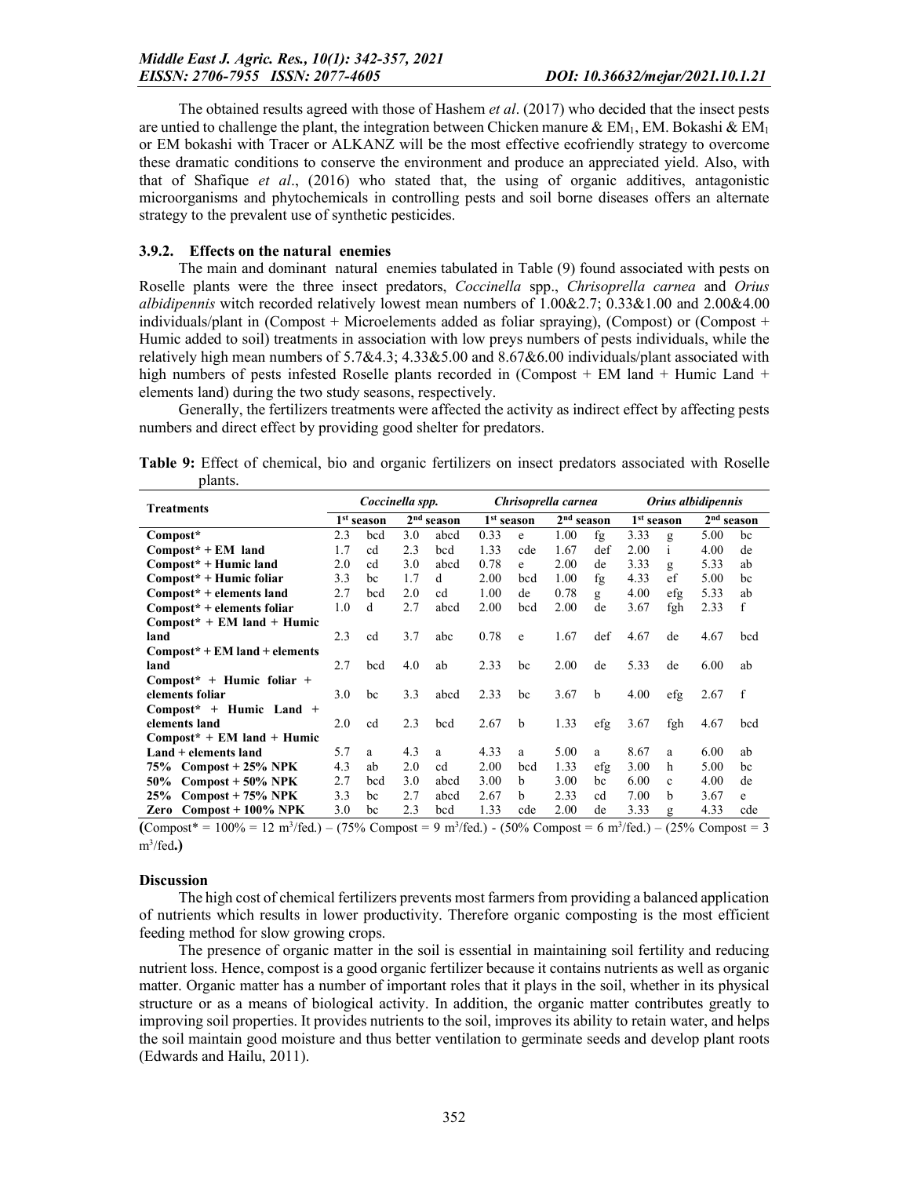The obtained results agreed with those of Hashem *et al*. (2017) who decided that the insect pests are untied to challenge the plant, the integration between Chicken manure & $EM_1$, EM. Bokashi & $EM_1$ or EM bokashi with Tracer or ALKANZ will be the most effective ecofriendly strategy to overcome these dramatic conditions to conserve the environment and produce an appreciated yield. Also, with that of Shafique *et al*., (2016) who stated that, the using of organic additives, antagonistic microorganisms and phytochemicals in controlling pests and soil borne diseases offers an alternate strategy to the prevalent use of synthetic pesticides.

### 3.9.2. Effects on the natural enemies

The main and dominant natural enemies tabulated in Table (9) found associated with pests on Roselle plants were the three insect predators, *Coccinella* spp., *Chrisoprella carnea* and *Orius albidipennis* witch recorded relatively lowest mean numbers of 1.00&2.7; 0.33&1.00 and 2.00&4.00 individuals/plant in (Compost + Microelements added as foliar spraying), (Compost) or (Compost + Humic added to soil) treatments in association with low preys numbers of pests individuals, while the relatively high mean numbers of 5.7&4.3; 4.33&5.00 and 8.67&6.00 individuals/plant associated with high numbers of pests infested Roselle plants recorded in (Compost + EM land + Humic Land + elements land) during the two study seasons, respectively.

Generally, the fertilizers treatments were affected the activity as indirect effect by affecting pests numbers and direct effect by providing good shelter for predators.

**Table 9:** Effect of chemical, bio and organic fertilizers on insect predators associated with Roselle plants.

| Treatments | *Coccinella spp.* | | | | *Chrisoprella carnea* | | | | *Orius albidipennis* | | | |
|---|---|---|---|---|---|---|---|---|---|---|---|---|
| | 1st season | | 2nd season | | 1st season | | 2nd season | | 1st season | | 2nd season | |
| **Compost*** | 2.3 | bcd | 3.0 | abcd | 0.33 | e | 1.00 | fg | 3.33 | g | 5.00 | bc |
| **Compost* + EM land** | 1.7 | cd | 2.3 | bcd | 1.33 | cde | 1.67 | def | 2.00 | i | 4.00 | de |
| **Compost* + Humic land** | 2.0 | cd | 3.0 | abcd | 0.78 | e | 2.00 | de | 3.33 | g | 5.33 | ab |
| **Compost* + Humic foliar** | 3.3 | bc | 1.7 | d | 2.00 | bcd | 1.00 | fg | 4.33 | ef | 5.00 | bc |
| **Compost* + elements land** | 2.7 | bcd | 2.0 | cd | 1.00 | de | 0.78 | g | 4.00 | efg | 5.33 | ab |
| **Compost* + elements foliar** | 1.0 | d | 2.7 | abcd | 2.00 | bcd | 2.00 | de | 3.67 | fgh | 2.33 | f |
| **Compost* + EM land + Humic land** | 2.3 | cd | 3.7 | abc | 0.78 | e | 1.67 | def | 4.67 | de | 4.67 | bcd |
| **Compost* + EM land + elements land** | 2.7 | bcd | 4.0 | ab | 2.33 | bc | 2.00 | de | 5.33 | de | 6.00 | ab |
| **Compost* + Humic foliar + elements foliar** | 3.0 | bc | 3.3 | abcd | 2.33 | bc | 3.67 | b | 4.00 | efg | 2.67 | f |
| **Compost* + Humic Land + elements land** | 2.0 | cd | 2.3 | bcd | 2.67 | b | 1.33 | efg | 3.67 | fgh | 4.67 | bcd |
| **Compost* + EM land + Humic Land + elements land** | 5.7 | a | 4.3 | a | 4.33 | a | 5.00 | a | 8.67 | a | 6.00 | ab |
| **75% Compost + 25% NPK** | 4.3 | ab | 2.0 | cd | 2.00 | bcd | 1.33 | efg | 3.00 | h | 5.00 | bc |
| **50% Compost + 50% NPK** | 2.7 | bcd | 3.0 | abcd | 3.00 | b | 3.00 | bc | 6.00 | c | 4.00 | de |
| **25% Compost + 75% NPK** | 3.3 | bc | 2.7 | abcd | 2.67 | b | 2.33 | cd | 7.00 | b | 3.67 | e |
| **Zero Compost + 100% NPK** | 3.0 | bc | 2.3 | bcd | 1.33 | cde | 2.00 | de | 3.33 | g | 4.33 | cde |

**(**Compost* = 100% = 12 $m^3$/fed.) – (75% Compost = 9 $m^3$/fed.) - (50% Compost = 6 $m^3$/fed.) – (25% Compost = 3 $m^3$/fed.**)**

## Discussion

The high cost of chemical fertilizers prevents most farmers from providing a balanced application of nutrients which results in lower productivity. Therefore organic composting is the most efficient feeding method for slow growing crops.

The presence of organic matter in the soil is essential in maintaining soil fertility and reducing nutrient loss. Hence, compost is a good organic fertilizer because it contains nutrients as well as organic matter. Organic matter has a number of important roles that it plays in the soil, whether in its physical structure or as a means of biological activity. In addition, the organic matter contributes greatly to improving soil properties. It provides nutrients to the soil, improves its ability to retain water, and helps the soil maintain good moisture and thus better ventilation to germinate seeds and develop plant roots (Edwards and Hailu, 2011).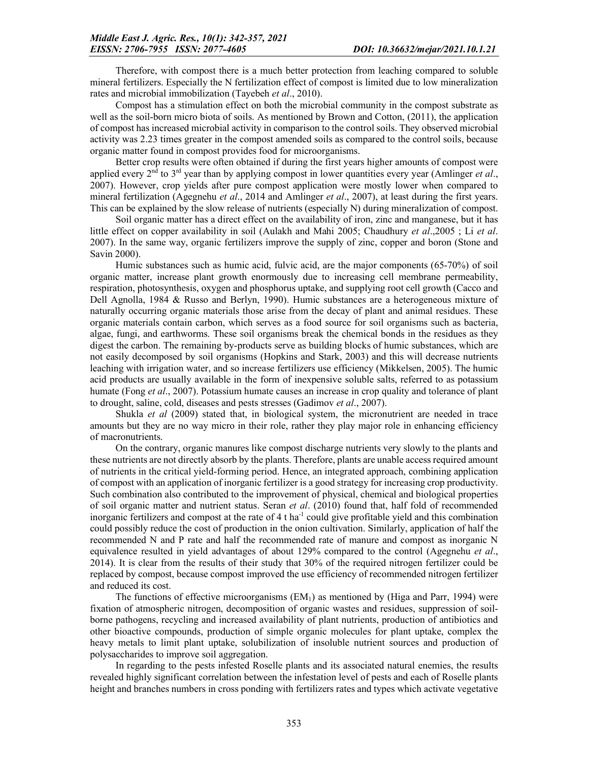Therefore, with compost there is a much better protection from leaching compared to soluble mineral fertilizers. Especially the N fertilization effect of compost is limited due to low mineralization rates and microbial immobilization (Tayebeh *et al*., 2010).

Compost has a stimulation effect on both the microbial community in the compost substrate as well as the soil-born micro biota of soils. As mentioned by Brown and Cotton, (2011), the application of compost has increased microbial activity in comparison to the control soils. They observed microbial activity was 2.23 times greater in the compost amended soils as compared to the control soils, because organic matter found in compost provides food for microorganisms.

Better crop results were often obtained if during the first years higher amounts of compost were applied every 2nd to 3rd year than by applying compost in lower quantities every year (Amlinger *et al*., 2007). However, crop yields after pure compost application were mostly lower when compared to mineral fertilization (Agegnehu *et al*., 2014 and Amlinger *et al*., 2007), at least during the first years. This can be explained by the slow release of nutrients (especially N) during mineralization of compost.

Soil organic matter has a direct effect on the availability of iron, zinc and manganese, but it has little effect on copper availability in soil (Aulakh and Mahi 2005; Chaudhury *et al*.,2005 ; Li *et al*. 2007). In the same way, organic fertilizers improve the supply of zinc, copper and boron (Stone and Savin 2000).

Humic substances such as humic acid, fulvic acid, are the major components (65-70%) of soil organic matter, increase plant growth enormously due to increasing cell membrane permeability, respiration, photosynthesis, oxygen and phosphorus uptake, and supplying root cell growth (Cacco and Dell Agnolla, 1984 & Russo and Berlyn, 1990). Humic substances are a heterogeneous mixture of naturally occurring organic materials those arise from the decay of plant and animal residues. These organic materials contain carbon, which serves as a food source for soil organisms such as bacteria, algae, fungi, and earthworms. These soil organisms break the chemical bonds in the residues as they digest the carbon. The remaining by-products serve as building blocks of humic substances, which are not easily decomposed by soil organisms (Hopkins and Stark, 2003) and this will decrease nutrients leaching with irrigation water, and so increase fertilizers use efficiency (Mikkelsen, 2005). The humic acid products are usually available in the form of inexpensive soluble salts, referred to as potassium humate (Fong *et al*., 2007). Potassium humate causes an increase in crop quality and tolerance of plant to drought, saline, cold, diseases and pests stresses (Gadimov *et al*., 2007).

Shukla *et al* (2009) stated that, in biological system, the micronutrient are needed in trace amounts but they are no way micro in their role, rather they play major role in enhancing efficiency of macronutrients.

On the contrary, organic manures like compost discharge nutrients very slowly to the plants and these nutrients are not directly absorb by the plants. Therefore, plants are unable access required amount of nutrients in the critical yield-forming period. Hence, an integrated approach, combining application of compost with an application of inorganic fertilizer is a good strategy for increasing crop productivity. Such combination also contributed to the improvement of physical, chemical and biological properties of soil organic matter and nutrient status. Seran *et al*. (2010) found that, half fold of recommended inorganic fertilizers and compost at the rate of 4 t $ha^{-1}$ could give profitable yield and this combination could possibly reduce the cost of production in the onion cultivation. Similarly, application of half the recommended N and P rate and half the recommended rate of manure and compost as inorganic N equivalence resulted in yield advantages of about 129% compared to the control (Agegnehu *et al*., 2014). It is clear from the results of their study that 30% of the required nitrogen fertilizer could be replaced by compost, because compost improved the use efficiency of recommended nitrogen fertilizer and reduced its cost.

The functions of effective microorganisms ($EM_1$) as mentioned by (Higa and Parr, 1994) were fixation of atmospheric nitrogen, decomposition of organic wastes and residues, suppression of soil-borne pathogens, recycling and increased availability of plant nutrients, production of antibiotics and other bioactive compounds, production of simple organic molecules for plant uptake, complex the heavy metals to limit plant uptake, solubilization of insoluble nutrient sources and production of polysaccharides to improve soil aggregation.

In regarding to the pests infested Roselle plants and its associated natural enemies, the results revealed highly significant correlation between the infestation level of pests and each of Roselle plants height and branches numbers in cross ponding with fertilizers rates and types which activate vegetative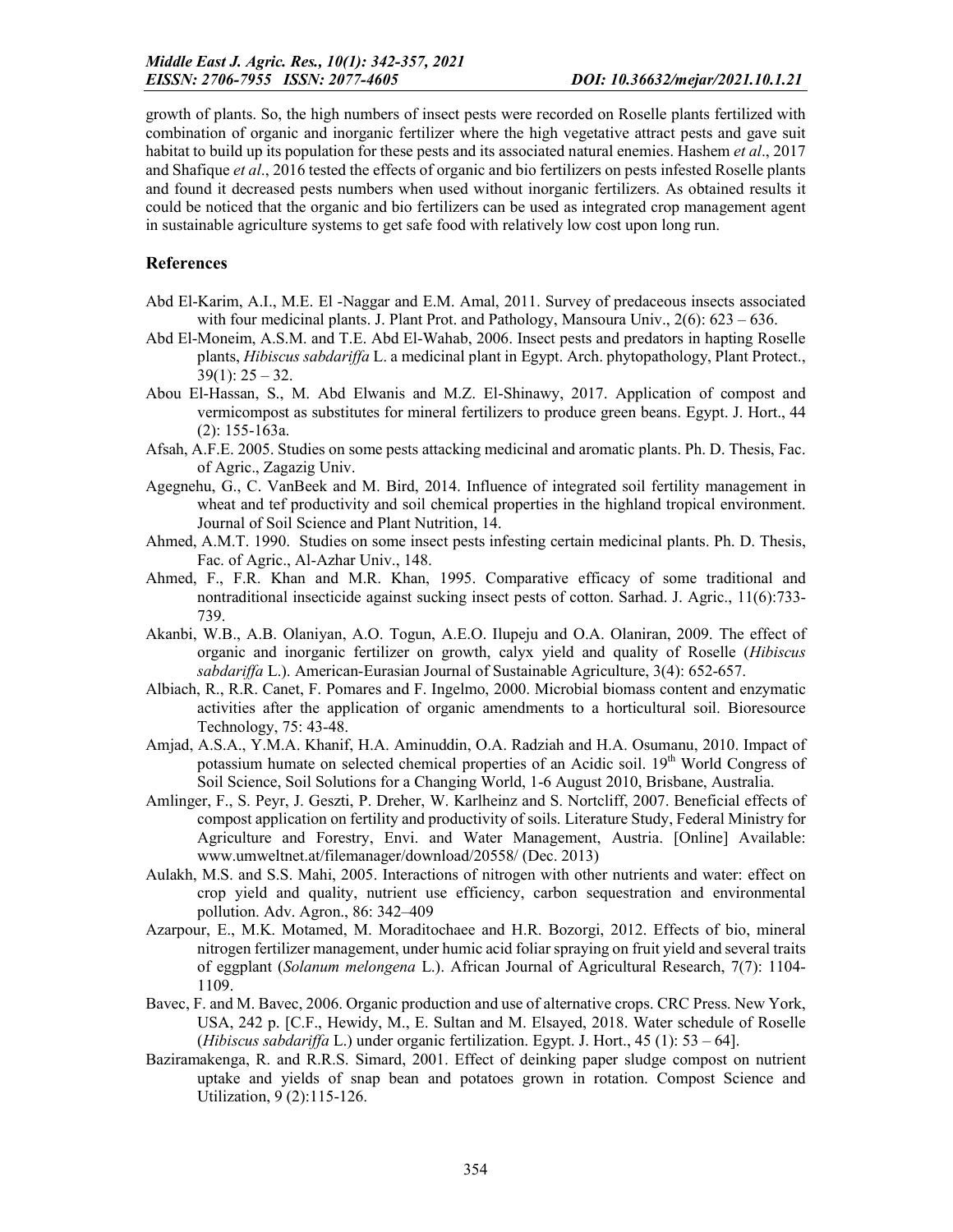growth of plants. So, the high numbers of insect pests were recorded on Roselle plants fertilized with combination of organic and inorganic fertilizer where the high vegetative attract pests and gave suit habitat to build up its population for these pests and its associated natural enemies. Hashem *et al*., 2017 and Shafique *et al*., 2016 tested the effects of organic and bio fertilizers on pests infested Roselle plants and found it decreased pests numbers when used without inorganic fertilizers. As obtained results it could be noticed that the organic and bio fertilizers can be used as integrated crop management agent in sustainable agriculture systems to get safe food with relatively low cost upon long run.

## References

Abd El-Karim, A.I., M.E. El -Naggar and E.M. Amal, 2011. Survey of predaceous insects associated with four medicinal plants. J. Plant Prot. and Pathology, Mansoura Univ., 2(6): 623 – 636.

Abd El-Moneim, A.S.M. and T.E. Abd El-Wahab, 2006. Insect pests and predators in hapting Roselle plants, *Hibiscus sabdariffa* L. a medicinal plant in Egypt. Arch. phytopathology, Plant Protect., 39(1): 25 – 32.

Abou El-Hassan, S., M. Abd Elwanis and M.Z. El-Shinawy, 2017. Application of compost and vermicompost as substitutes for mineral fertilizers to produce green beans. Egypt. J. Hort., 44 (2): 155-163a.

Afsah, A.F.E. 2005. Studies on some pests attacking medicinal and aromatic plants. Ph. D. Thesis, Fac. of Agric., Zagazig Univ.

Agegnehu, G., C. VanBeek and M. Bird, 2014. Influence of integrated soil fertility management in wheat and tef productivity and soil chemical properties in the highland tropical environment. Journal of Soil Science and Plant Nutrition, 14.

Ahmed, A.M.T. 1990. Studies on some insect pests infesting certain medicinal plants. Ph. D. Thesis, Fac. of Agric., Al-Azhar Univ., 148.

Ahmed, F., F.R. Khan and M.R. Khan, 1995. Comparative efficacy of some traditional and nontraditional insecticide against sucking insect pests of cotton. Sarhad. J. Agric., 11(6):733-739.

Akanbi, W.B., A.B. Olaniyan, A.O. Togun, A.E.O. Ilupeju and O.A. Olaniran, 2009. The effect of organic and inorganic fertilizer on growth, calyx yield and quality of Roselle (*Hibiscus sabdariffa* L.). American-Eurasian Journal of Sustainable Agriculture, 3(4): 652-657.

Albiach, R., R.R. Canet, F. Pomares and F. Ingelmo, 2000. Microbial biomass content and enzymatic activities after the application of organic amendments to a horticultural soil. Bioresource Technology, 75: 43-48.

Amjad, A.S.A., Y.M.A. Khanif, H.A. Aminuddin, O.A. Radziah and H.A. Osumanu, 2010. Impact of potassium humate on selected chemical properties of an Acidic soil. 19th World Congress of Soil Science, Soil Solutions for a Changing World, 1-6 August 2010, Brisbane, Australia.

Amlinger, F., S. Peyr, J. Geszti, P. Dreher, W. Karlheinz and S. Nortcliff, 2007. Beneficial effects of compost application on fertility and productivity of soils. Literature Study, Federal Ministry for Agriculture and Forestry, Envi. and Water Management, Austria. [Online] Available: www.umweltnet.at/filemanager/download/20558/ (Dec. 2013)

Aulakh, M.S. and S.S. Mahi, 2005. Interactions of nitrogen with other nutrients and water: effect on crop yield and quality, nutrient use efficiency, carbon sequestration and environmental pollution. Adv. Agron., 86: 342–409

Azarpour, E., M.K. Motamed, M. Moraditochaee and H.R. Bozorgi, 2012. Effects of bio, mineral nitrogen fertilizer management, under humic acid foliar spraying on fruit yield and several traits of eggplant (*Solanum melongena* L.). African Journal of Agricultural Research, 7(7): 1104-1109.

Bavec, F. and M. Bavec, 2006. Organic production and use of alternative crops. CRC Press. New York, USA, 242 p. [C.F., Hewidy, M., E. Sultan and M. Elsayed, 2018. Water schedule of Roselle (*Hibiscus sabdariffa* L.) under organic fertilization. Egypt. J. Hort., 45 (1): 53 – 64].

Baziramakenga, R. and R.R.S. Simard, 2001. Effect of deinking paper sludge compost on nutrient uptake and yields of snap bean and potatoes grown in rotation. Compost Science and Utilization, 9 (2):115-126.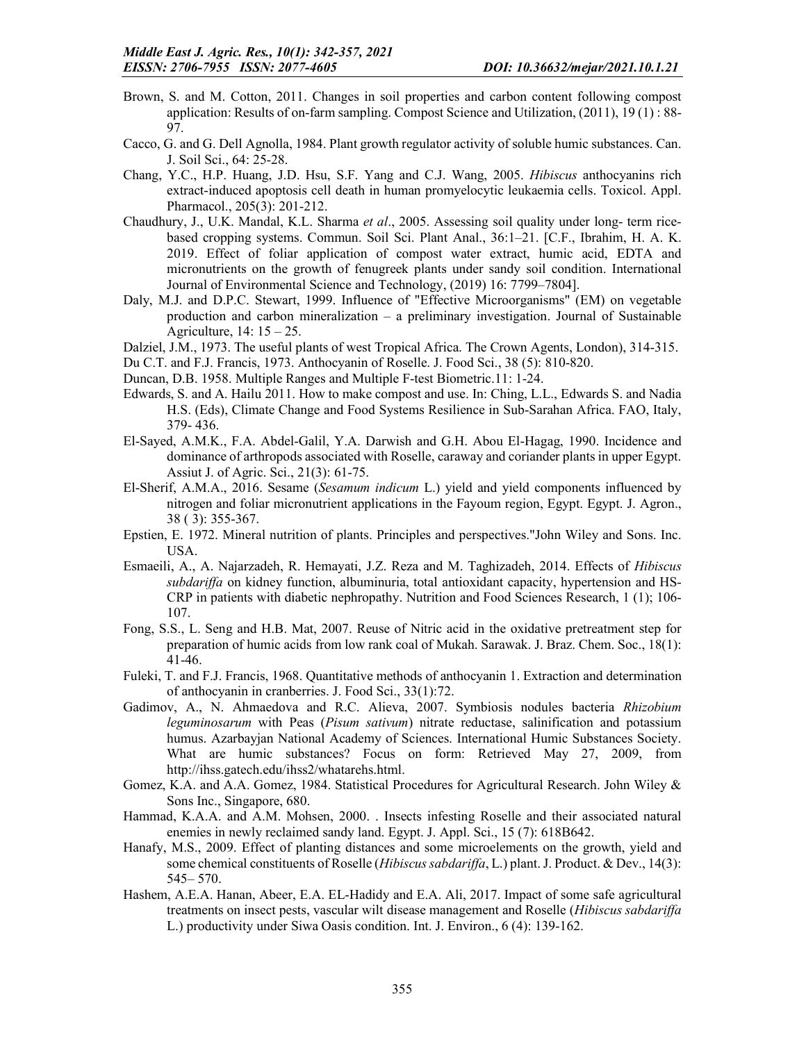Brown, S. and M. Cotton, 2011. Changes in soil properties and carbon content following compost application: Results of on-farm sampling. Compost Science and Utilization, (2011), 19 (1) : 88-97.

Cacco, G. and G. Dell Agnolla, 1984. Plant growth regulator activity of soluble humic substances. Can. J. Soil Sci., 64: 25-28.

Chang, Y.C., H.P. Huang, J.D. Hsu, S.F. Yang and C.J. Wang, 2005. *Hibiscus* anthocyanins rich extract-induced apoptosis cell death in human promyelocytic leukaemia cells. Toxicol. Appl. Pharmacol., 205(3): 201-212.

Chaudhury, J., U.K. Mandal, K.L. Sharma *et al*., 2005. Assessing soil quality under long- term rice-based cropping systems. Commun. Soil Sci. Plant Anal., 36:1–21. [C.F., Ibrahim, H. A. K. 2019. Effect of foliar application of compost water extract, humic acid, EDTA and micronutrients on the growth of fenugreek plants under sandy soil condition. International Journal of Environmental Science and Technology, (2019) 16: 7799–7804].

Daly, M.J. and D.P.C. Stewart, 1999. Influence of "Effective Microorganisms" (EM) on vegetable production and carbon mineralization – a preliminary investigation. Journal of Sustainable Agriculture, 14: 15 – 25.

Dalziel, J.M., 1973. The useful plants of west Tropical Africa. The Crown Agents, London), 314-315.

Du C.T. and F.J. Francis, 1973. Anthocyanin of Roselle. J. Food Sci., 38 (5): 810-820.

Duncan, D.B. 1958. Multiple Ranges and Multiple F-test Biometric.11: 1-24.

Edwards, S. and A. Hailu 2011. How to make compost and use. In: Ching, L.L., Edwards S. and Nadia H.S. (Eds), Climate Change and Food Systems Resilience in Sub-Sarahan Africa. FAO, Italy, 379- 436.

El-Sayed, A.M.K., F.A. Abdel-Galil, Y.A. Darwish and G.H. Abou El-Hagag, 1990. Incidence and dominance of arthropods associated with Roselle, caraway and coriander plants in upper Egypt. Assiut J. of Agric. Sci., 21(3): 61-75.

El-Sherif, A.M.A., 2016. Sesame (*Sesamum indicum* L.) yield and yield components influenced by nitrogen and foliar micronutrient applications in the Fayoum region, Egypt. Egypt. J. Agron., 38 ( 3): 355-367.

Epstien, E. 1972. Mineral nutrition of plants. Principles and perspectives."John Wiley and Sons. Inc. USA.

Esmaeili, A., A. Najarzadeh, R. Hemayati, J.Z. Reza and M. Taghizadeh, 2014. Effects of *Hibiscus subdariffa* on kidney function, albuminuria, total antioxidant capacity, hypertension and HS-CRP in patients with diabetic nephropathy. Nutrition and Food Sciences Research, 1 (1); 106-107.

Fong, S.S., L. Seng and H.B. Mat, 2007. Reuse of Nitric acid in the oxidative pretreatment step for preparation of humic acids from low rank coal of Mukah. Sarawak. J. Braz. Chem. Soc., 18(1): 41-46.

Fuleki, T. and F.J. Francis, 1968. Quantitative methods of anthocyanin 1. Extraction and determination of anthocyanin in cranberries. J. Food Sci., 33(1):72.

Gadimov, A., N. Ahmaedova and R.C. Alieva, 2007. Symbiosis nodules bacteria *Rhizobium leguminosarum* with Peas (*Pisum sativum*) nitrate reductase, salinification and potassium humus. Azarbayjan National Academy of Sciences. International Humic Substances Society. What are humic substances? Focus on form: Retrieved May 27, 2009, from http://ihss.gatech.edu/ihss2/whatarehs.html.

Gomez, K.A. and A.A. Gomez, 1984. Statistical Procedures for Agricultural Research. John Wiley & Sons Inc., Singapore, 680.

Hammad, K.A.A. and A.M. Mohsen, 2000. . Insects infesting Roselle and their associated natural enemies in newly reclaimed sandy land. Egypt. J. Appl. Sci., 15 (7): 618B642.

Hanafy, M.S., 2009. Effect of planting distances and some microelements on the growth, yield and some chemical constituents of Roselle (*Hibiscus sabdariffa*, L.) plant. J. Product. & Dev., 14(3): 545– 570.

Hashem, A.E.A. Hanan, Abeer, E.A. EL-Hadidy and E.A. Ali, 2017. Impact of some safe agricultural treatments on insect pests, vascular wilt disease management and Roselle (*Hibiscus sabdariffa* L.) productivity under Siwa Oasis condition. Int. J. Environ., 6 (4): 139-162.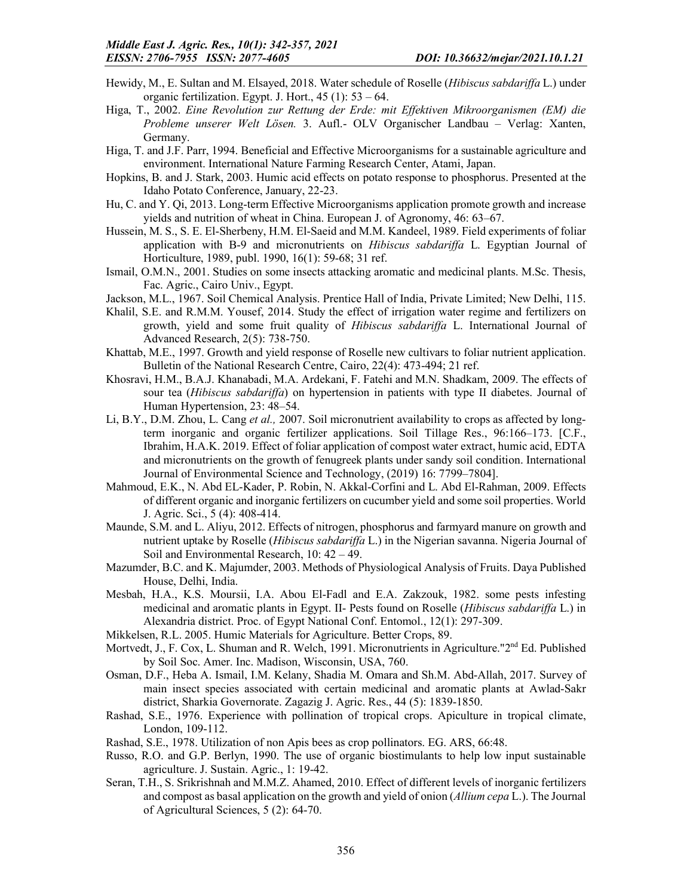Hewidy, M., E. Sultan and M. Elsayed, 2018. Water schedule of Roselle (*Hibiscus sabdariffa* L.) under organic fertilization. Egypt. J. Hort., 45 (1): 53 – 64.

Higa, T., 2002. *Eine Revolution zur Rettung der Erde: mit Effektiven Mikroorganismen (EM) die Probleme unserer Welt Lösen.* 3. Aufl.- OLV Organischer Landbau – Verlag: Xanten, Germany.

Higa, T. and J.F. Parr, 1994. Beneficial and Effective Microorganisms for a sustainable agriculture and environment. International Nature Farming Research Center, Atami, Japan.

Hopkins, B. and J. Stark, 2003. Humic acid effects on potato response to phosphorus. Presented at the Idaho Potato Conference, January, 22-23.

Hu, C. and Y. Qi, 2013. Long-term Effective Microorganisms application promote growth and increase yields and nutrition of wheat in China. European J. of Agronomy, 46: 63–67.

Hussein, M. S., S. E. El-Sherbeny, H.M. El-Saeid and M.M. Kandeel, 1989. Field experiments of foliar application with B-9 and micronutrients on *Hibiscus sabdariffa* L. Egyptian Journal of Horticulture, 1989, publ. 1990, 16(1): 59-68; 31 ref.

Ismail, O.M.N., 2001. Studies on some insects attacking aromatic and medicinal plants. M.Sc. Thesis, Fac. Agric., Cairo Univ., Egypt.

Jackson, M.L., 1967. Soil Chemical Analysis. Prentice Hall of India, Private Limited; New Delhi, 115.

Khalil, S.E. and R.M.M. Yousef, 2014. Study the effect of irrigation water regime and fertilizers on growth, yield and some fruit quality of *Hibiscus sabdariffa* L. International Journal of Advanced Research, 2(5): 738-750.

Khattab, M.E., 1997. Growth and yield response of Roselle new cultivars to foliar nutrient application. Bulletin of the National Research Centre, Cairo, 22(4): 473-494; 21 ref.

Khosravi, H.M., B.A.J. Khanabadi, M.A. Ardekani, F. Fatehi and M.N. Shadkam, 2009. The effects of sour tea (*Hibiscus sabdariffa*) on hypertension in patients with type II diabetes. Journal of Human Hypertension, 23: 48–54.

Li, B.Y., D.M. Zhou, L. Cang *et al.,* 2007. Soil micronutrient availability to crops as affected by long-term inorganic and organic fertilizer applications. Soil Tillage Res., 96:166–173. [C.F., Ibrahim, H.A.K. 2019. Effect of foliar application of compost water extract, humic acid, EDTA and micronutrients on the growth of fenugreek plants under sandy soil condition. International Journal of Environmental Science and Technology, (2019) 16: 7799–7804].

Mahmoud, E.K., N. Abd EL-Kader, P. Robin, N. Akkal-Corfini and L. Abd El-Rahman, 2009. Effects of different organic and inorganic fertilizers on cucumber yield and some soil properties. World J. Agric. Sci., 5 (4): 408-414.

Maunde, S.M. and L. Aliyu, 2012. Effects of nitrogen, phosphorus and farmyard manure on growth and nutrient uptake by Roselle (*Hibiscus sabdariffa* L.) in the Nigerian savanna. Nigeria Journal of Soil and Environmental Research, 10: 42 – 49.

Mazumder, B.C. and K. Majumder, 2003. Methods of Physiological Analysis of Fruits. Daya Published House, Delhi, India.

Mesbah, H.A., K.S. Moursii, I.A. Abou El-Fadl and E.A. Zakzouk, 1982. some pests infesting medicinal and aromatic plants in Egypt. II- Pests found on Roselle (*Hibiscus sabdariffa* L.) in Alexandria district. Proc. of Egypt National Conf. Entomol., 12(1): 297-309.

Mikkelsen, R.L. 2005. Humic Materials for Agriculture. Better Crops, 89.

Mortvedt, J., F. Cox, L. Shuman and R. Welch, 1991. Micronutrients in Agriculture."2nd Ed. Published by Soil Soc. Amer. Inc. Madison, Wisconsin, USA, 760.

Osman, D.F., Heba A. Ismail, I.M. Kelany, Shadia M. Omara and Sh.M. Abd-Allah, 2017. Survey of main insect species associated with certain medicinal and aromatic plants at Awlad-Sakr district, Sharkia Governorate. Zagazig J. Agric. Res., 44 (5): 1839-1850.

Rashad, S.E., 1976. Experience with pollination of tropical crops. Apiculture in tropical climate, London, 109-112.

Rashad, S.E., 1978. Utilization of non Apis bees as crop pollinators. EG. ARS, 66:48.

Russo, R.O. and G.P. Berlyn, 1990. The use of organic biostimulants to help low input sustainable agriculture. J. Sustain. Agric., 1: 19-42.

Seran, T.H., S. Srikrishnah and M.M.Z. Ahamed, 2010. Effect of different levels of inorganic fertilizers and compost as basal application on the growth and yield of onion (*Allium cepa* L.). The Journal of Agricultural Sciences, 5 (2): 64-70.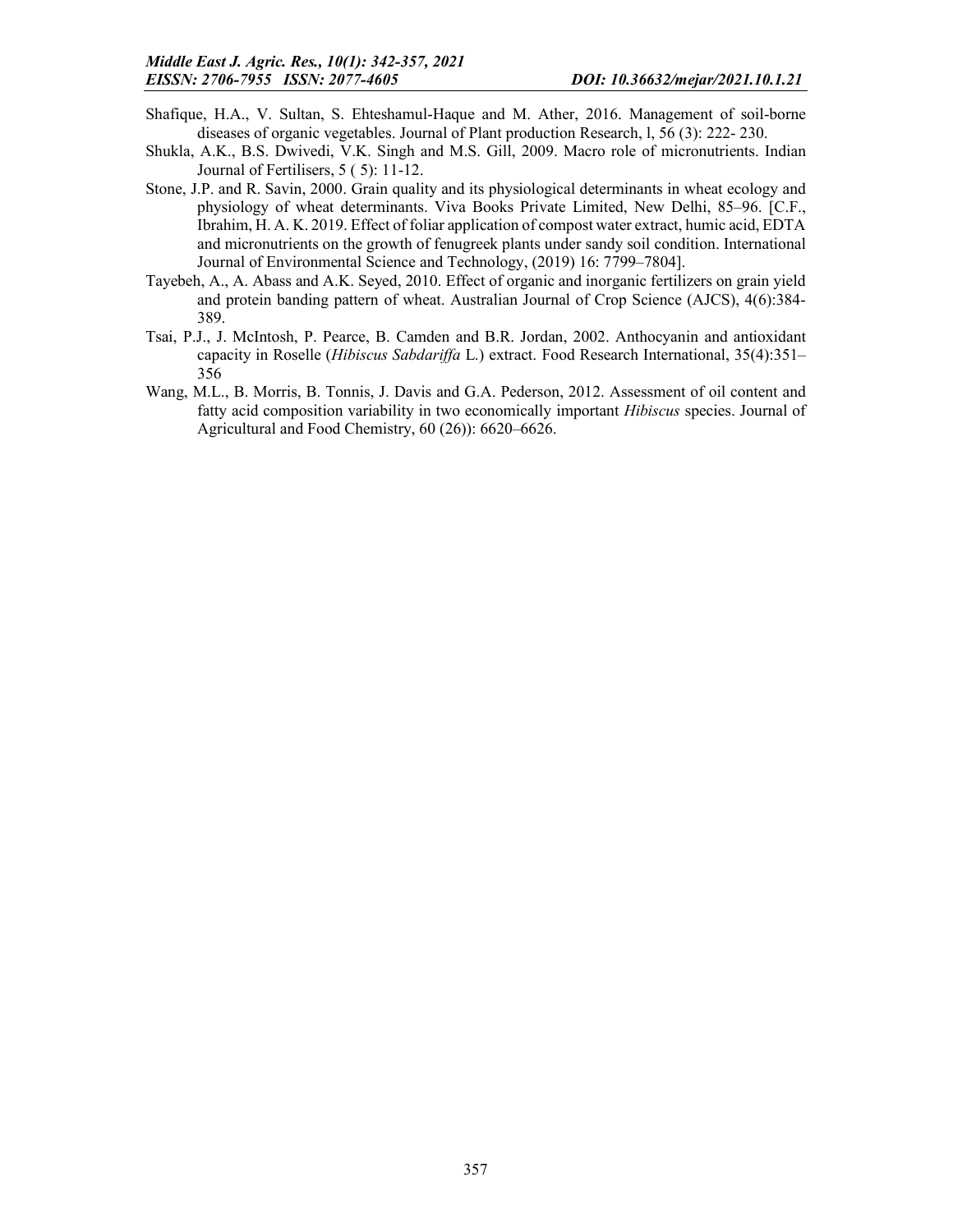Shafique, H.A., V. Sultan, S. Ehteshamul-Haque and M. Ather, 2016. Management of soil-borne diseases of organic vegetables. Journal of Plant production Research, l, 56 (3): 222- 230.

Shukla, A.K., B.S. Dwivedi, V.K. Singh and M.S. Gill, 2009. Macro role of micronutrients. Indian Journal of Fertilisers, 5 ( 5): 11-12.

Stone, J.P. and R. Savin, 2000. Grain quality and its physiological determinants in wheat ecology and physiology of wheat determinants. Viva Books Private Limited, New Delhi, 85–96. [C.F., Ibrahim, H. A. K. 2019. Effect of foliar application of compost water extract, humic acid, EDTA and micronutrients on the growth of fenugreek plants under sandy soil condition. International Journal of Environmental Science and Technology, (2019) 16: 7799–7804].

Tayebeh, A., A. Abass and A.K. Seyed, 2010. Effect of organic and inorganic fertilizers on grain yield and protein banding pattern of wheat. Australian Journal of Crop Science (AJCS), 4(6):384-389.

Tsai, P.J., J. McIntosh, P. Pearce, B. Camden and B.R. Jordan, 2002. Anthocyanin and antioxidant capacity in Roselle (*Hibiscus Sabdariffa* L.) extract. Food Research International, 35(4):351–356

Wang, M.L., B. Morris, B. Tonnis, J. Davis and G.A. Pederson, 2012. Assessment of oil content and fatty acid composition variability in two economically important *Hibiscus* species. Journal of Agricultural and Food Chemistry, 60 (26)): 6620–6626.